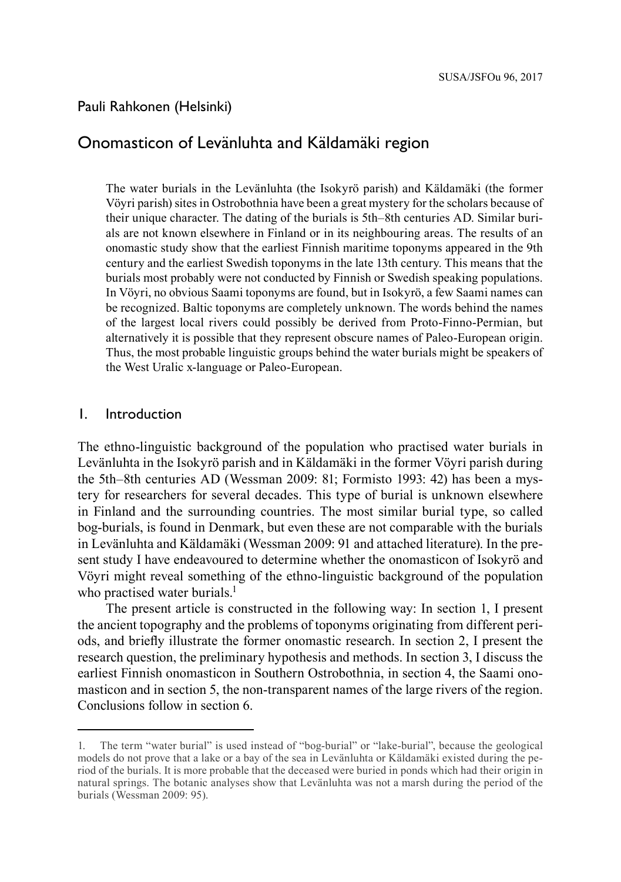Pauli Rahkonen (Helsinki)

# Onomasticon of Levänluhta and Käldamäki region

The water burials in the Levänluhta (the Isokyrö parish) and Käldamäki (the former Vöyri parish) sites in Ostrobothnia have been a great mystery for the scholars because of their unique character. The dating of the burials is 5th–8th centuries AD. Similar burials are not known elsewhere in Finland or in its neighbouring areas. The results of an onomastic study show that the earliest Finnish maritime toponyms appeared in the 9th century and the earliest Swedish toponyms in the late 13th century. This means that the burials most probably were not conducted by Finnish or Swedish speaking populations. In Vöyri, no obvious Saami toponyms are found, but in Isokyrö, a few Saami names can be recognized. Baltic toponyms are completely unknown. The words behind the names of the largest local rivers could possibly be derived from Proto-Finno-Permian, but alternatively it is possible that they represent obscure names of Paleo-European origin. Thus, the most probable linguistic groups behind the water burials might be speakers of the West Uralic x-language or Paleo-European.

## 1. Introduction

The ethno-linguistic background of the population who practised water burials in Levänluhta in the Isokyrö parish and in Käldamäki in the former Vöyri parish during the 5th–8th centuries AD (Wessman 2009: 81; Formisto 1993: 42) has been a mystery for researchers for several decades. This type of burial is unknown elsewhere in Finland and the surrounding countries. The most similar burial type, so called bog-burials, is found in Denmark, but even these are not comparable with the burials in Levänluhta and Käldamäki (Wessman 2009: 91 and attached literature). In the present study I have endeavoured to determine whether the onomasticon of Isokyrö and Vöyri might reveal something of the ethno-linguistic background of the population who practised water burials.[1]

The present article is constructed in the following way: In section 1, I present the ancient topography and the problems of toponyms originating from different periods, and briefly illustrate the former onomastic research. In section 2, I present the research question, the preliminary hypothesis and methods. In section 3, I discuss the earliest Finnish onomasticon in Southern Ostrobothnia, in section 4, the Saami onomasticon and in section 5, the non-transparent names of the large rivers of the region. Conclusions follow in section 6.

---

1. The term "water burial" is used instead of "bog-burial" or "lake-burial", because the geological models do not prove that a lake or a bay of the sea in Levänluhta or Käldamäki existed during the period of the burials. It is more probable that the deceased were buried in ponds which had their origin in natural springs. The botanic analyses show that Levänluhta was not a marsh during the period of the burials (Wessman 2009: 95).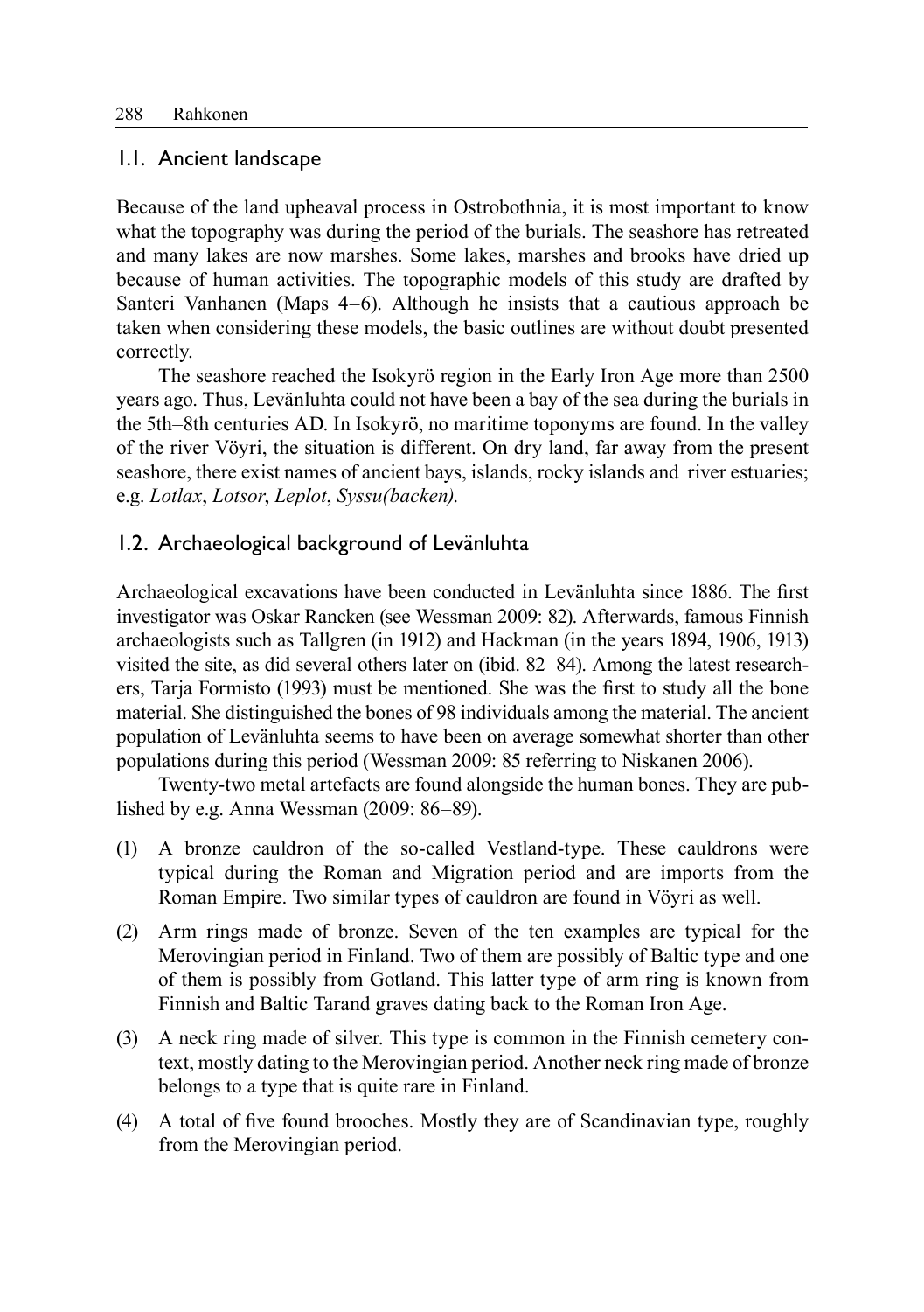## 1.1. Ancient landscape

Because of the land upheaval process in Ostrobothnia, it is most important to know what the topography was during the period of the burials. The seashore has retreated and many lakes are now marshes. Some lakes, marshes and brooks have dried up because of human activities. The topographic models of this study are drafted by Santeri Vanhanen (Maps 4–6). Although he insists that a cautious approach be taken when considering these models, the basic outlines are without doubt presented correctly.

The seashore reached the Isokyrö region in the Early Iron Age more than 2500 years ago. Thus, Levänluhta could not have been a bay of the sea during the burials in the 5th–8th centuries AD. In Isokyrö, no maritime toponyms are found. In the valley of the river Vöyri, the situation is different. On dry land, far away from the present seashore, there exist names of ancient bays, islands, rocky islands and river estuaries; e.g. *Lotlax*, *Lotsor*, *Leplot*, *Syssu(backen)*.

## 1.2. Archaeological background of Levänluhta

Archaeological excavations have been conducted in Levänluhta since 1886. The first investigator was Oskar Rancken (see Wessman 2009: 82). Afterwards, famous Finnish archaeologists such as Tallgren (in 1912) and Hackman (in the years 1894, 1906, 1913) visited the site, as did several others later on (ibid. 82–84). Among the latest researchers, Tarja Formisto (1993) must be mentioned. She was the first to study all the bone material. She distinguished the bones of 98 individuals among the material. The ancient population of Levänluhta seems to have been on average somewhat shorter than other populations during this period (Wessman 2009: 85 referring to Niskanen 2006).

Twenty-two metal artefacts are found alongside the human bones. They are published by e.g. Anna Wessman (2009: 86–89).

(1) A bronze cauldron of the so-called Vestland-type. These cauldrons were typical during the Roman and Migration period and are imports from the Roman Empire. Two similar types of cauldron are found in Vöyri as well.

(2) Arm rings made of bronze. Seven of the ten examples are typical for the Merovingian period in Finland. Two of them are possibly of Baltic type and one of them is possibly from Gotland. This latter type of arm ring is known from Finnish and Baltic Tarand graves dating back to the Roman Iron Age.

(3) A neck ring made of silver. This type is common in the Finnish cemetery context, mostly dating to the Merovingian period. Another neck ring made of bronze belongs to a type that is quite rare in Finland.

(4) A total of five found brooches. Mostly they are of Scandinavian type, roughly from the Merovingian period.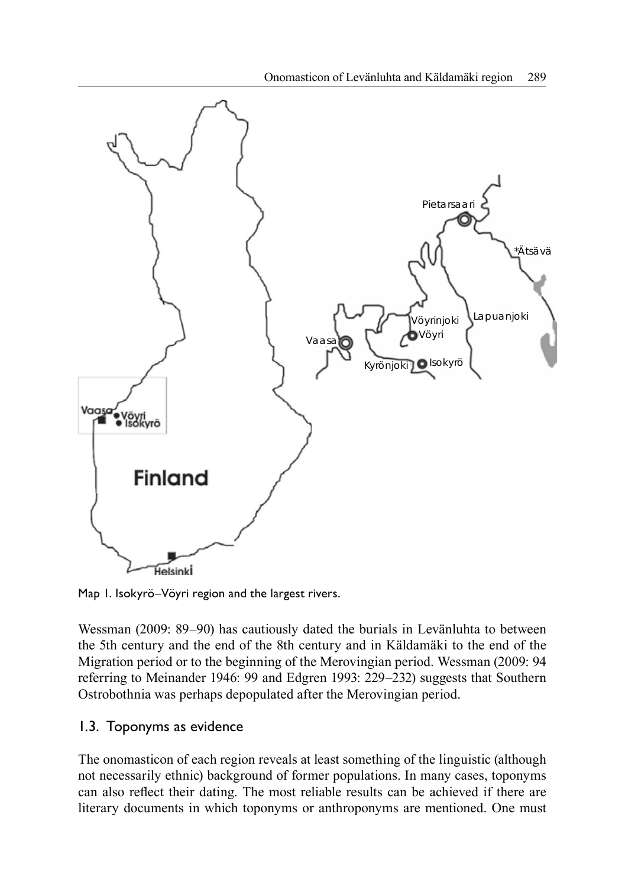Map 1. Isokyrö–Vöyri region and the largest rivers.

Wessman (2009: 89–90) has cautiously dated the burials in Levänluhta to between the 5th century and the end of the 8th century and in Käldamäki to the end of the Migration period or to the beginning of the Merovingian period. Wessman (2009: 94 referring to Meinander 1946: 99 and Edgren 1993: 229–232) suggests that Southern Ostrobothnia was perhaps depopulated after the Merovingian period.

## 1.3. Toponyms as evidence

The onomasticon of each region reveals at least something of the linguistic (although not necessarily ethnic) background of former populations. In many cases, toponyms can also reflect their dating. The most reliable results can be achieved if there are literary documents in which toponyms or anthroponyms are mentioned. One must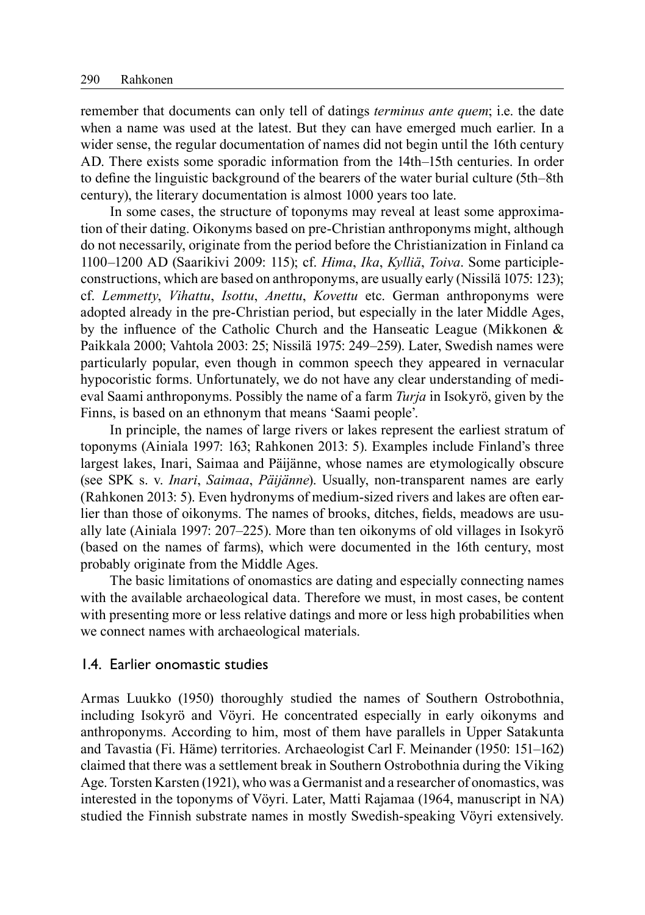remember that documents can only tell of datings *terminus ante quem*; i.e. the date when a name was used at the latest. But they can have emerged much earlier. In a wider sense, the regular documentation of names did not begin until the 16th century AD. There exists some sporadic information from the 14th–15th centuries. In order to define the linguistic background of the bearers of the water burial culture (5th–8th century), the literary documentation is almost 1000 years too late.

In some cases, the structure of toponyms may reveal at least some approximation of their dating. Oikonyms based on pre-Christian anthroponyms might, although do not necessarily, originate from the period before the Christianization in Finland ca 1100–1200 AD (Saarikivi 2009: 115); cf. *Hima*, *Ika*, *Kylliä*, *Toiva*. Some participle-constructions, which are based on anthroponyms, are usually early (Nissilä 1075: 123); cf. *Lemmetty*, *Vihattu*, *Isottu*, *Anettu*, *Kovettu* etc. German anthroponyms were adopted already in the pre-Christian period, but especially in the later Middle Ages, by the influence of the Catholic Church and the Hanseatic League (Mikkonen & Paikkala 2000; Vahtola 2003: 25; Nissilä 1975: 249–259). Later, Swedish names were particularly popular, even though in common speech they appeared in vernacular hypocoristic forms. Unfortunately, we do not have any clear understanding of medieval Saami anthroponyms. Possibly the name of a farm *Turja* in Isokyrö, given by the Finns, is based on an ethnonym that means 'Saami people'.

In principle, the names of large rivers or lakes represent the earliest stratum of toponyms (Ainiala 1997: 163; Rahkonen 2013: 5). Examples include Finland's three largest lakes, Inari, Saimaa and Päijänne, whose names are etymologically obscure (see SPK s. v. *Inari*, *Saimaa*, *Päijänne*). Usually, non-transparent names are early (Rahkonen 2013: 5). Even hydronyms of medium-sized rivers and lakes are often earlier than those of oikonyms. The names of brooks, ditches, fields, meadows are usually late (Ainiala 1997: 207–225). More than ten oikonyms of old villages in Isokyrö (based on the names of farms), which were documented in the 16th century, most probably originate from the Middle Ages.

The basic limitations of onomastics are dating and especially connecting names with the available archaeological data. Therefore we must, in most cases, be content with presenting more or less relative datings and more or less high probabilities when we connect names with archaeological materials.

## 1.4. Earlier onomastic studies

Armas Luukko (1950) thoroughly studied the names of Southern Ostrobothnia, including Isokyrö and Vöyri. He concentrated especially in early oikonyms and anthroponyms. According to him, most of them have parallels in Upper Satakunta and Tavastia (Fi. Häme) territories. Archaeologist Carl F. Meinander (1950: 151–162) claimed that there was a settlement break in Southern Ostrobothnia during the Viking Age. Torsten Karsten (1921), who was a Germanist and a researcher of onomastics, was interested in the toponyms of Vöyri. Later, Matti Rajamaa (1964, manuscript in NA) studied the Finnish substrate names in mostly Swedish-speaking Vöyri extensively.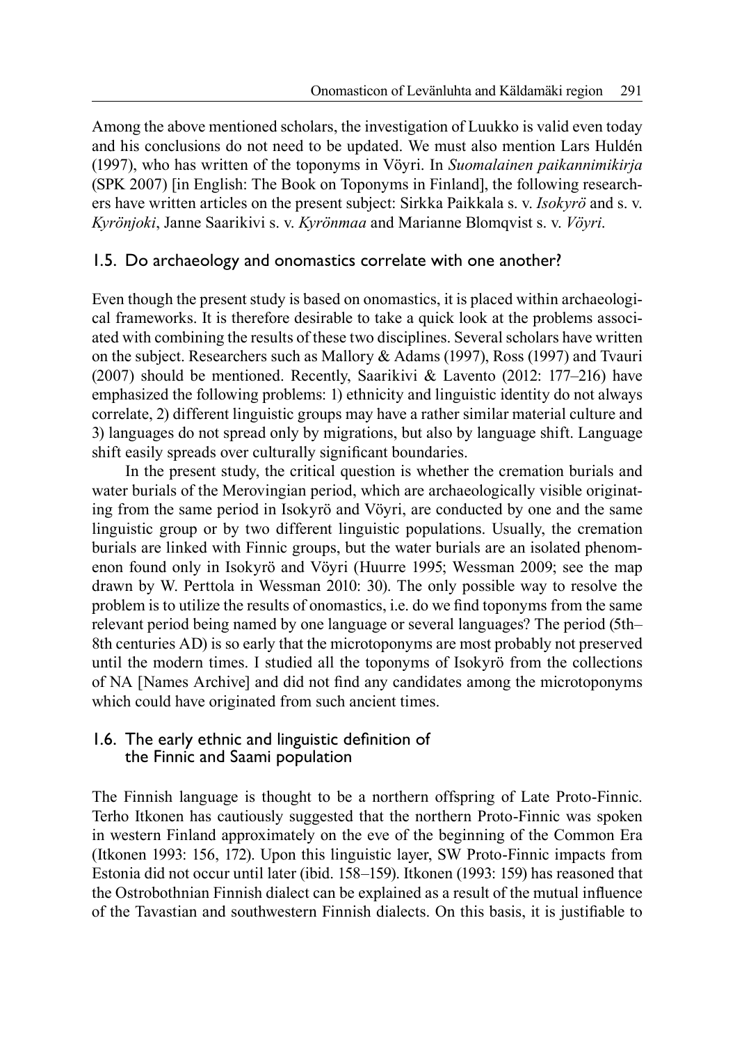Among the above mentioned scholars, the investigation of Luukko is valid even today and his conclusions do not need to be updated. We must also mention Lars Huldén (1997), who has written of the toponyms in Vöyri. In *Suomalainen paikannimikirja* (SPK 2007) [in English: The Book on Toponyms in Finland], the following researchers have written articles on the present subject: Sirkka Paikkala s. v. *Isokyrö* and s. v. *Kyrönjoki*, Janne Saarikivi s. v. *Kyrönmaa* and Marianne Blomqvist s. v. *Vöyri*.

## 1.5. Do archaeology and onomastics correlate with one another?

Even though the present study is based on onomastics, it is placed within archaeological frameworks. It is therefore desirable to take a quick look at the problems associated with combining the results of these two disciplines. Several scholars have written on the subject. Researchers such as Mallory & Adams (1997), Ross (1997) and Tvauri (2007) should be mentioned. Recently, Saarikivi & Lavento (2012: 177–216) have emphasized the following problems: 1) ethnicity and linguistic identity do not always correlate, 2) different linguistic groups may have a rather similar material culture and 3) languages do not spread only by migrations, but also by language shift. Language shift easily spreads over culturally significant boundaries.

In the present study, the critical question is whether the cremation burials and water burials of the Merovingian period, which are archaeologically visible originating from the same period in Isokyrö and Vöyri, are conducted by one and the same linguistic group or by two different linguistic populations. Usually, the cremation burials are linked with Finnic groups, but the water burials are an isolated phenomenon found only in Isokyrö and Vöyri (Huurre 1995; Wessman 2009; see the map drawn by W. Perttola in Wessman 2010: 30). The only possible way to resolve the problem is to utilize the results of onomastics, i.e. do we find toponyms from the same relevant period being named by one language or several languages? The period (5th–8th centuries AD) is so early that the microtoponyms are most probably not preserved until the modern times. I studied all the toponyms of Isokyrö from the collections of NA [Names Archive] and did not find any candidates among the microtoponyms which could have originated from such ancient times.

## 1.6. The early ethnic and linguistic definition of the Finnic and Saami population

The Finnish language is thought to be a northern offspring of Late Proto-Finnic. Terho Itkonen has cautiously suggested that the northern Proto-Finnic was spoken in western Finland approximately on the eve of the beginning of the Common Era (Itkonen 1993: 156, 172). Upon this linguistic layer, SW Proto-Finnic impacts from Estonia did not occur until later (ibid. 158–159). Itkonen (1993: 159) has reasoned that the Ostrobothnian Finnish dialect can be explained as a result of the mutual influence of the Tavastian and southwestern Finnish dialects. On this basis, it is justifiable to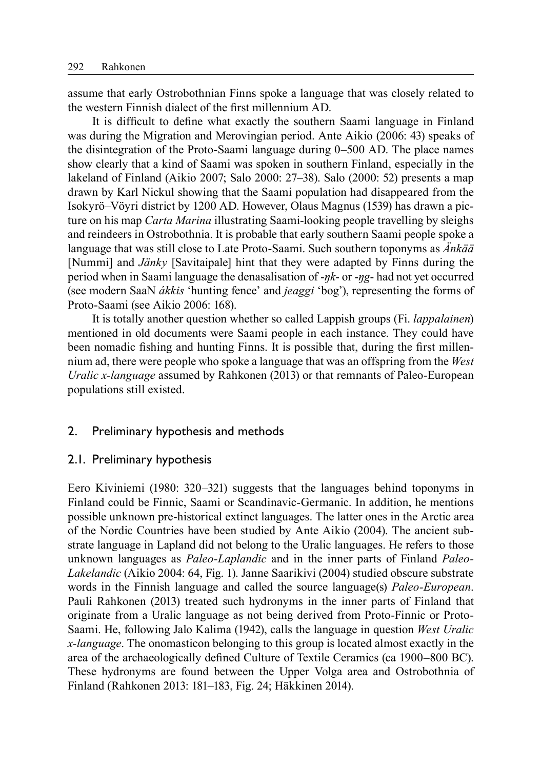assume that early Ostrobothnian Finns spoke a language that was closely related to the western Finnish dialect of the first millennium AD.

It is difficult to define what exactly the southern Saami language in Finland was during the Migration and Merovingian period. Ante Aikio (2006: 43) speaks of the disintegration of the Proto-Saami language during 0–500 AD. The place names show clearly that a kind of Saami was spoken in southern Finland, especially in the lakeland of Finland (Aikio 2007; Salo 2000: 27–38). Salo (2000: 52) presents a map drawn by Karl Nickul showing that the Saami population had disappeared from the Isokyrö–Vöyri district by 1200 AD. However, Olaus Magnus (1539) has drawn a picture on his map *Carta Marina* illustrating Saami-looking people travelling by sleighs and reindeers in Ostrobothnia. It is probable that early southern Saami people spoke a language that was still close to Late Proto-Saami. Such southern toponyms as *Änkää* [Nummi] and *Jänky* [Savitaipale] hint that they were adapted by Finns during the period when in Saami language the denasalisation of *-ŋk-* or *-ŋg-* had not yet occurred (see modern SaaN *ákkis* 'hunting fence' and *jeaggi* 'bog'), representing the forms of Proto-Saami (see Aikio 2006: 168).

It is totally another question whether so called Lappish groups (Fi. *lappalainen*) mentioned in old documents were Saami people in each instance. They could have been nomadic fishing and hunting Finns. It is possible that, during the first millennium ad, there were people who spoke a language that was an offspring from the *West Uralic x-language* assumed by Rahkonen (2013) or that remnants of Paleo-European populations still existed.

## 2. Preliminary hypothesis and methods

### 2.1. Preliminary hypothesis

Eero Kiviniemi (1980: 320–321) suggests that the languages behind toponyms in Finland could be Finnic, Saami or Scandinavic-Germanic. In addition, he mentions possible unknown pre-historical extinct languages. The latter ones in the Arctic area of the Nordic Countries have been studied by Ante Aikio (2004). The ancient substrate language in Lapland did not belong to the Uralic languages. He refers to those unknown languages as *Paleo-Laplandic* and in the inner parts of Finland *Paleo-Lakelandic* (Aikio 2004: 64, Fig. 1). Janne Saarikivi (2004) studied obscure substrate words in the Finnish language and called the source language(s) *Paleo-European*. Pauli Rahkonen (2013) treated such hydronyms in the inner parts of Finland that originate from a Uralic language as not being derived from Proto-Finnic or Proto-Saami. He, following Jalo Kalima (1942), calls the language in question *West Uralic x-language*. The onomasticon belonging to this group is located almost exactly in the area of the archaeologically defined Culture of Textile Ceramics (ca 1900–800 BC). These hydronyms are found between the Upper Volga area and Ostrobothnia of Finland (Rahkonen 2013: 181–183, Fig. 24; Häkkinen 2014).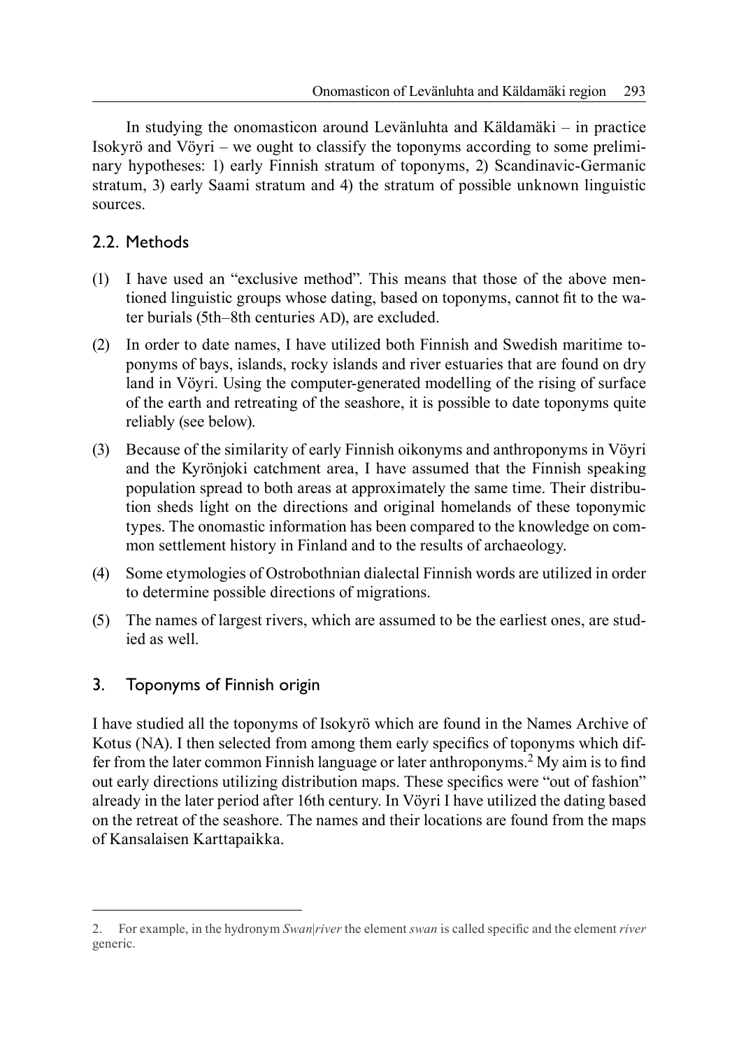In studying the onomasticon around Levänluhta and Käldamäki – in practice Isokyrö and Vöyri – we ought to classify the toponyms according to some preliminary hypotheses: 1) early Finnish stratum of toponyms, 2) Scandinavic-Germanic stratum, 3) early Saami stratum and 4) the stratum of possible unknown linguistic sources.

## 2.2. Methods

(1) I have used an "exclusive method". This means that those of the above mentioned linguistic groups whose dating, based on toponyms, cannot fit to the water burials (5th–8th centuries AD), are excluded.

(2) In order to date names, I have utilized both Finnish and Swedish maritime toponyms of bays, islands, rocky islands and river estuaries that are found on dry land in Vöyri. Using the computer-generated modelling of the rising of surface of the earth and retreating of the seashore, it is possible to date toponyms quite reliably (see below).

(3) Because of the similarity of early Finnish oikonyms and anthroponyms in Vöyri and the Kyrönjoki catchment area, I have assumed that the Finnish speaking population spread to both areas at approximately the same time. Their distribution sheds light on the directions and original homelands of these toponymic types. The onomastic information has been compared to the knowledge on common settlement history in Finland and to the results of archaeology.

(4) Some etymologies of Ostrobothnian dialectal Finnish words are utilized in order to determine possible directions of migrations.

(5) The names of largest rivers, which are assumed to be the earliest ones, are studied as well.

## 3. Toponyms of Finnish origin

I have studied all the toponyms of Isokyrö which are found in the Names Archive of Kotus (NA). I then selected from among them early specifics of toponyms which differ from the later common Finnish language or later anthroponyms.[2] My aim is to find out early directions utilizing distribution maps. These specifics were "out of fashion" already in the later period after 16th century. In Vöyri I have utilized the dating based on the retreat of the seashore. The names and their locations are found from the maps of Kansalaisen Karttapaikka.

---

2. For example, in the hydronym *Swan|river* the element *swan* is called specific and the element *river* generic.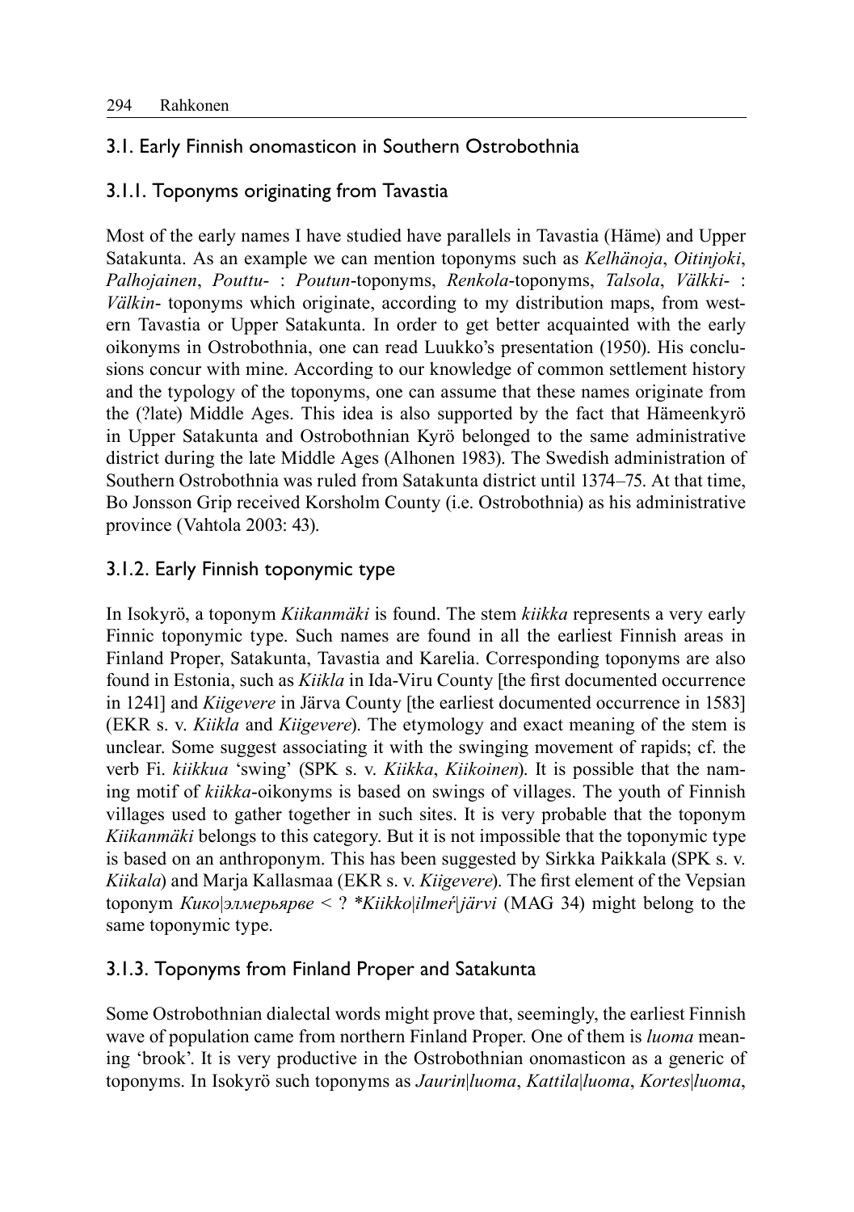### 3.1. Early Finnish onomasticon in Southern Ostrobothnia

#### 3.1.1. Toponyms originating from Tavastia

Most of the early names I have studied have parallels in Tavastia (Häme) and Upper Satakunta. As an example we can mention toponyms such as *Kelhänoja*, *Oitinjoki*, *Palhojainen*, *Pouttu-* : *Poutun*-toponyms, *Renkola*-toponyms, *Talsola*, *Välkki-* : *Välkin-* toponyms which originate, according to my distribution maps, from western Tavastia or Upper Satakunta. In order to get better acquainted with the early oikonyms in Ostrobothnia, one can read Luukko's presentation (1950). His conclusions concur with mine. According to our knowledge of common settlement history and the typology of the toponyms, one can assume that these names originate from the (?late) Middle Ages. This idea is also supported by the fact that Hämeenkyrö in Upper Satakunta and Ostrobothnian Kyrö belonged to the same administrative district during the late Middle Ages (Alhonen 1983). The Swedish administration of Southern Ostrobothnia was ruled from Satakunta district until 1374–75. At that time, Bo Jonsson Grip received Korsholm County (i.e. Ostrobothnia) as his administrative province (Vahtola 2003: 43).

#### 3.1.2. Early Finnish toponymic type

In Isokyrö, a toponym *Kiikanmäki* is found. The stem *kiikka* represents a very early Finnic toponymic type. Such names are found in all the earliest Finnish areas in Finland Proper, Satakunta, Tavastia and Karelia. Corresponding toponyms are also found in Estonia, such as *Kiikla* in Ida-Viru County [the first documented occurrence in 1241] and *Kiigevere* in Järva County [the earliest documented occurrence in 1583] (EKR s. v. *Kiikla* and *Kiigevere*). The etymology and exact meaning of the stem is unclear. Some suggest associating it with the swinging movement of rapids; cf. the verb Fi. *kiikkua* 'swing' (SPK s. v. *Kiikka*, *Kiikoinen*). It is possible that the naming motif of *kiikka*-oikonyms is based on swings of villages. The youth of Finnish villages used to gather together in such sites. It is very probable that the toponym *Kiikanmäki* belongs to this category. But it is not impossible that the toponymic type is based on an anthroponym. This has been suggested by Sirkka Paikkala (SPK s. v. *Kiikala*) and Marja Kallasmaa (EKR s. v. *Kiigevere*). The first element of the Vepsian toponym *Кико|элмерьярве* < ? *\*Kiikko|ilmeŕ|järvi* (MAG 34) might belong to the same toponymic type.

#### 3.1.3. Toponyms from Finland Proper and Satakunta

Some Ostrobothnian dialectal words might prove that, seemingly, the earliest Finnish wave of population came from northern Finland Proper. One of them is *luoma* meaning 'brook'. It is very productive in the Ostrobothnian onomasticon as a generic of toponyms. In Isokyrö such toponyms as *Jaurin|luoma*, *Kattila|luoma*, *Kortes|luoma*,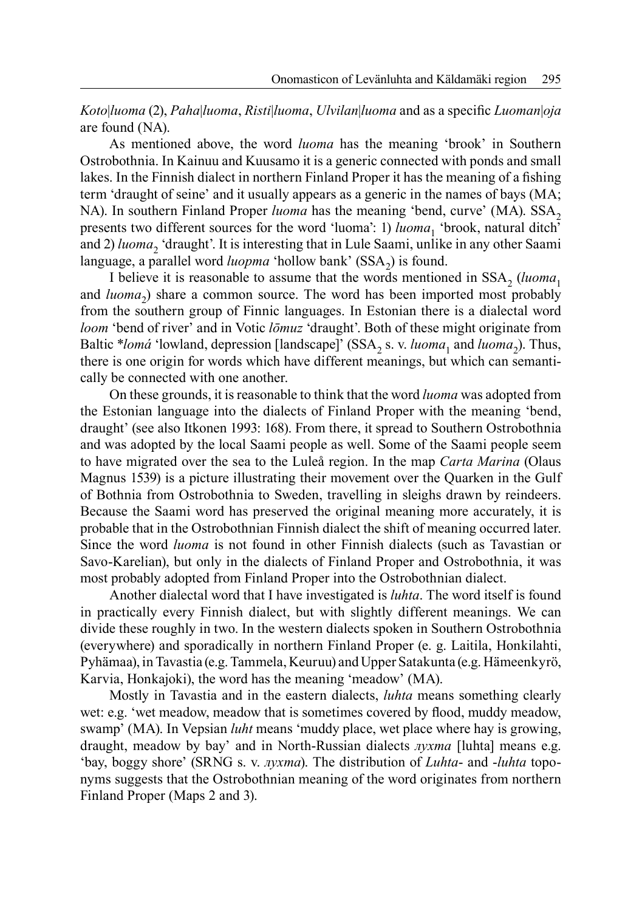*Koto|luoma* (2), *Paha|luoma*, *Risti|luoma*, *Ulvilan|luoma* and as a specific *Luoman|oja* are found (NA).

As mentioned above, the word *luoma* has the meaning 'brook' in Southern Ostrobothnia. In Kainuu and Kuusamo it is a generic connected with ponds and small lakes. In the Finnish dialect in northern Finland Proper it has the meaning of a fishing term 'draught of seine' and it usually appears as a generic in the names of bays (MA; NA). In southern Finland Proper *luoma* has the meaning 'bend, curve' (MA). $SSA_2$ presents two different sources for the word 'luoma': 1) *luoma*$_1$ 'brook, natural ditch' and 2) *luoma*$_2$ 'draught'. It is interesting that in Lule Saami, unlike in any other Saami language, a parallel word *luopma* 'hollow bank' ($SSA_2$) is found.

I believe it is reasonable to assume that the words mentioned in $SSA_2$ (*luoma*$_1$ and *luoma*$_2$) share a common source. The word has been imported most probably from the southern group of Finnic languages. In Estonian there is a dialectal word *loom* 'bend of river' and in Votic *lōmuz* 'draught'. Both of these might originate from Baltic *\*lomá* 'lowland, depression [landscape]' ($SSA_2$ s. v. *luoma*$_1$ and *luoma*$_2$). Thus, there is one origin for words which have different meanings, but which can semantically be connected with one another.

On these grounds, it is reasonable to think that the word *luoma* was adopted from the Estonian language into the dialects of Finland Proper with the meaning 'bend, draught' (see also Itkonen 1993: 168). From there, it spread to Southern Ostrobothnia and was adopted by the local Saami people as well. Some of the Saami people seem to have migrated over the sea to the Luleå region. In the map *Carta Marina* (Olaus Magnus 1539) is a picture illustrating their movement over the Quarken in the Gulf of Bothnia from Ostrobothnia to Sweden, travelling in sleighs drawn by reindeers. Because the Saami word has preserved the original meaning more accurately, it is probable that in the Ostrobothnian Finnish dialect the shift of meaning occurred later. Since the word *luoma* is not found in other Finnish dialects (such as Tavastian or Savo-Karelian), but only in the dialects of Finland Proper and Ostrobothnia, it was most probably adopted from Finland Proper into the Ostrobothnian dialect.

Another dialectal word that I have investigated is *luhta*. The word itself is found in practically every Finnish dialect, but with slightly different meanings. We can divide these roughly in two. In the western dialects spoken in Southern Ostrobothnia (everywhere) and sporadically in northern Finland Proper (e. g. Laitila, Honkilahti, Pyhämaa), in Tavastia (e.g. Tammela, Keuruu) and Upper Satakunta (e.g. Hämeenkyrö, Karvia, Honkajoki), the word has the meaning 'meadow' (MA).

Mostly in Tavastia and in the eastern dialects, *luhta* means something clearly wet: e.g. 'wet meadow, meadow that is sometimes covered by flood, muddy meadow, swamp' (MA). In Vepsian *luht* means 'muddy place, wet place where hay is growing, draught, meadow by bay' and in North-Russian dialects *лухта* [luhta] means e.g. 'bay, boggy shore' (SRNG s. v. *лухта*). The distribution of *Luhta-* and *-luhta* toponyms suggests that the Ostrobothnian meaning of the word originates from northern Finland Proper (Maps 2 and 3).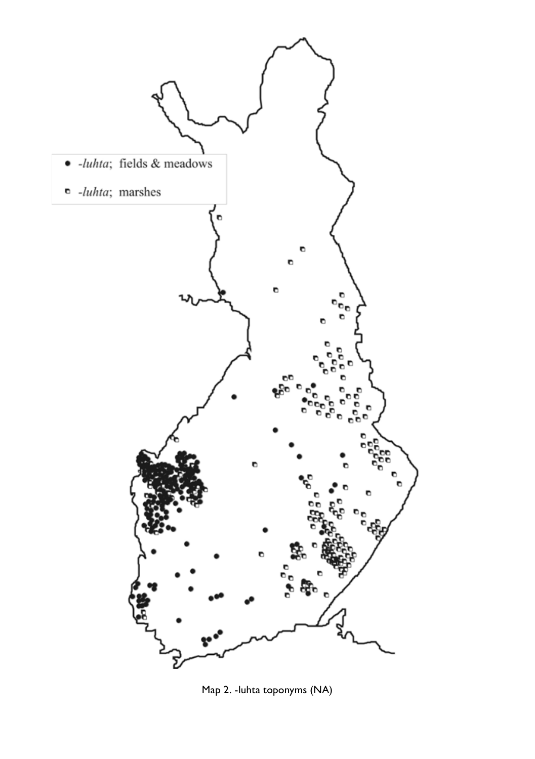- *-luhta*; fields & meadows
- *-luhta*; marshes

Map 2. -luhta toponyms (NA)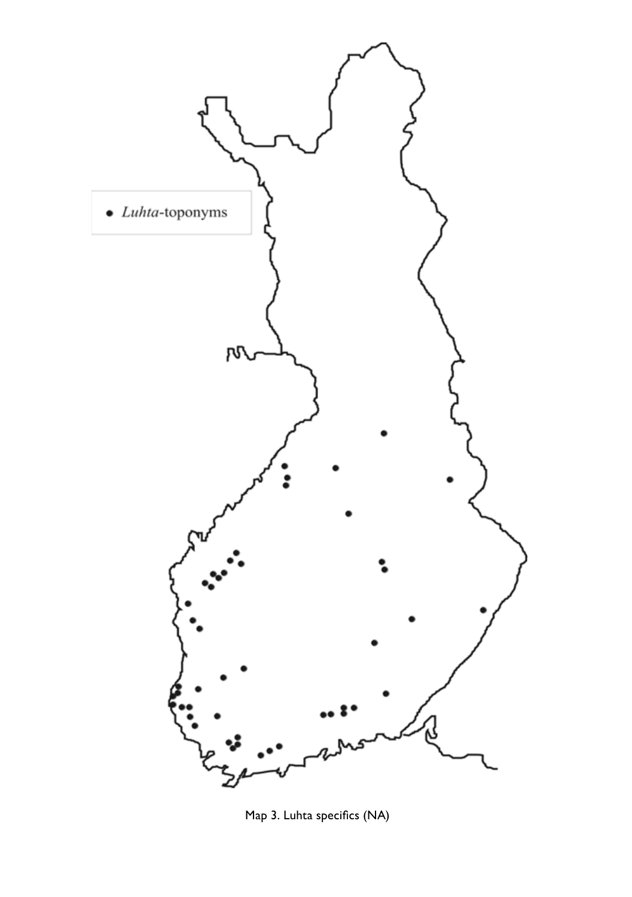• *Luhta*-toponyms

Map 3. Luhta specifics (NA)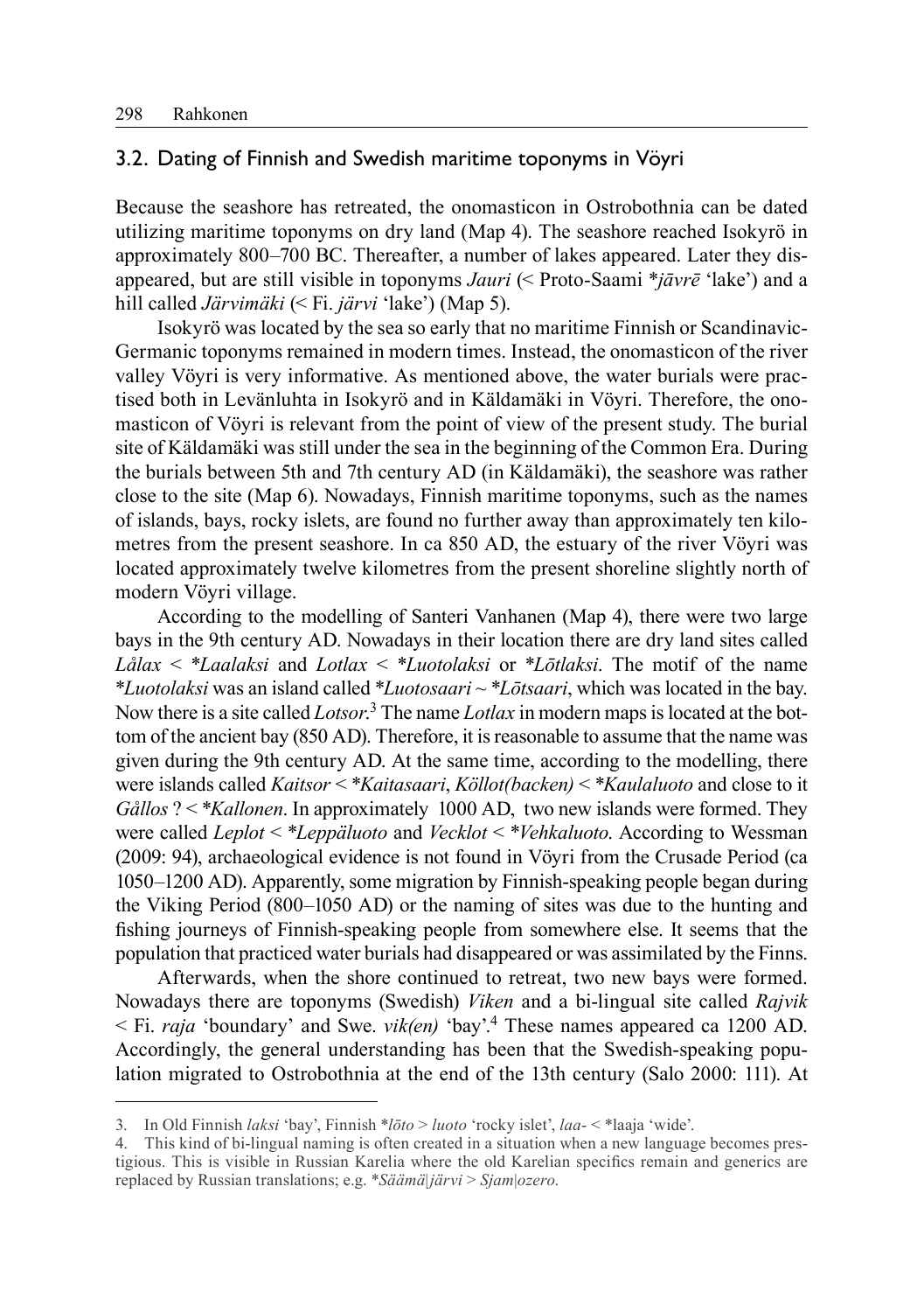## 3.2. Dating of Finnish and Swedish maritime toponyms in Vöyri

Because the seashore has retreated, the onomasticon in Ostrobothnia can be dated utilizing maritime toponyms on dry land (Map 4). The seashore reached Isokyrö in approximately 800–700 BC. Thereafter, a number of lakes appeared. Later they disappeared, but are still visible in toponyms *Jauri* (< Proto-Saami *\*jāvrē* 'lake') and a hill called *Järvimäki* (< Fi. *järvi* 'lake') (Map 5).

Isokyrö was located by the sea so early that no maritime Finnish or Scandinavic-Germanic toponyms remained in modern times. Instead, the onomasticon of the river valley Vöyri is very informative. As mentioned above, the water burials were practised both in Levänluhta in Isokyrö and in Käldamäki in Vöyri. Therefore, the onomasticon of Vöyri is relevant from the point of view of the present study. The burial site of Käldamäki was still under the sea in the beginning of the Common Era. During the burials between 5th and 7th century AD (in Käldamäki), the seashore was rather close to the site (Map 6). Nowadays, Finnish maritime toponyms, such as the names of islands, bays, rocky islets, are found no further away than approximately ten kilometres from the present seashore. In ca 850 AD, the estuary of the river Vöyri was located approximately twelve kilometres from the present shoreline slightly north of modern Vöyri village.

According to the modelling of Santeri Vanhanen (Map 4), there were two large bays in the 9th century AD. Nowadays in their location there are dry land sites called *Lålax* < *\*Laalaksi* and *Lotlax* < *\*Luotolaksi* or *\*Lōtlaksi*. The motif of the name *\*Luotolaksi* was an island called *\*Luotosaari* ~ *\*Lōtsaari*, which was located in the bay. Now there is a site called *Lotsor*.[3] The name *Lotlax* in modern maps is located at the bottom of the ancient bay (850 AD). Therefore, it is reasonable to assume that the name was given during the 9th century AD. At the same time, according to the modelling, there were islands called *Kaitsor* < *\*Kaitasaari*, *Köllot(backen)* < *\*Kaulaluoto* and close to it *Gållos* ? < *\*Kallonen*. In approximately 1000 AD, two new islands were formed. They were called *Leplot* < *\*Leppäluoto* and *Vecklot* < *\*Vehkaluoto*. According to Wessman (2009: 94), archaeological evidence is not found in Vöyri from the Crusade Period (ca 1050–1200 AD). Apparently, some migration by Finnish-speaking people began during the Viking Period (800–1050 AD) or the naming of sites was due to the hunting and fishing journeys of Finnish-speaking people from somewhere else. It seems that the population that practiced water burials had disappeared or was assimilated by the Finns.

Afterwards, when the shore continued to retreat, two new bays were formed. Nowadays there are toponyms (Swedish) *Viken* and a bi-lingual site called *Rajvik* < Fi. *raja* 'boundary' and Swe. *vik(en)* 'bay'.[4] These names appeared ca 1200 AD. Accordingly, the general understanding has been that the Swedish-speaking population migrated to Ostrobothnia at the end of the 13th century (Salo 2000: 111). At

---

3. In Old Finnish *laksi* 'bay', Finnish *\*lōto* > *luoto* 'rocky islet', *laa-* < \*laaja 'wide'.

4. This kind of bi-lingual naming is often created in a situation when a new language becomes prestigious. This is visible in Russian Karelia where the old Karelian specifics remain and generics are replaced by Russian translations; e.g. *\*Säämä|järvi* > *Sjam|ozero*.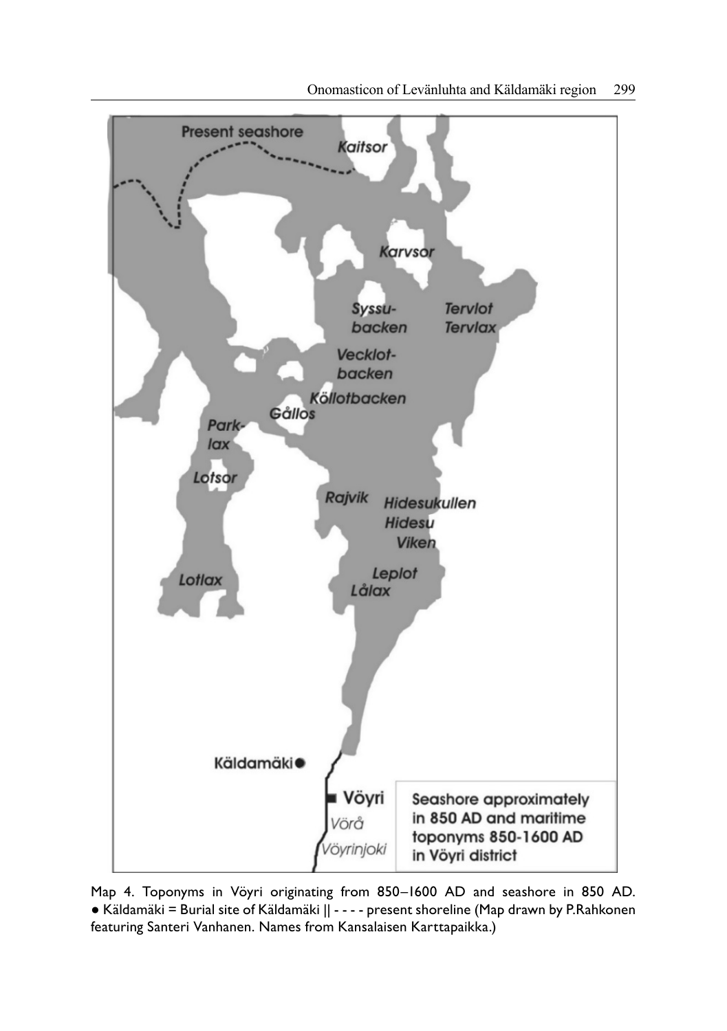Map 4. Toponyms in Vöyri originating from 850–1600 AD and seashore in 850 AD. ● Käldamäki = Burial site of Käldamäki || - - - - present shoreline (Map drawn by P.Rahkonen featuring Santeri Vanhanen. Names from Kansalaisen Karttapaikka.)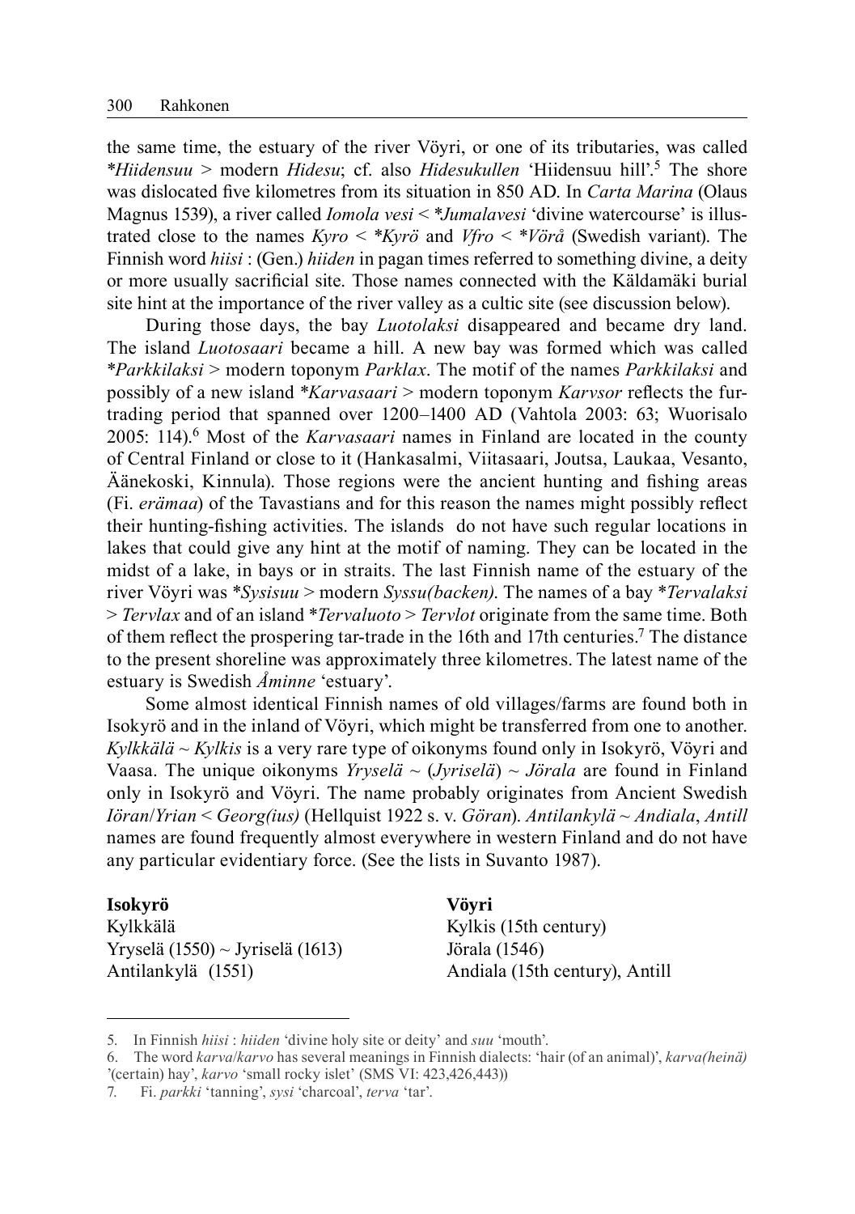the same time, the estuary of the river Vöyri, or one of its tributaries, was called *\*Hiidensuu* > modern *Hidesu*; cf. also *Hidesukullen* 'Hiidensuu hill'.[5] The shore was dislocated five kilometres from its situation in 850 AD. In *Carta Marina* (Olaus Magnus 1539), a river called *Iomola vesi* < *\*Jumalavesi* 'divine watercourse' is illustrated close to the names *Kyro* < *\*Kyrö* and *Vfro* < *\*Vörå* (Swedish variant). The Finnish word *hiisi* : (Gen.) *hiiden* in pagan times referred to something divine, a deity or more usually sacrificial site. Those names connected with the Käldamäki burial site hint at the importance of the river valley as a cultic site (see discussion below).

During those days, the bay *Luotolaksi* disappeared and became dry land. The island *Luotosaari* became a hill. A new bay was formed which was called *\*Parkkilaksi* > modern toponym *Parklax*. The motif of the names *Parkkilaksi* and possibly of a new island *\*Karvasaari* > modern toponym *Karvsor* reflects the fur-trading period that spanned over 1200–1400 AD (Vahtola 2003: 63; Wuorisalo 2005: 114).[6] Most of the *Karvasaari* names in Finland are located in the county of Central Finland or close to it (Hankasalmi, Viitasaari, Joutsa, Laukaa, Vesanto, Äänekoski, Kinnula). Those regions were the ancient hunting and fishing areas (Fi. *erämaa*) of the Tavastians and for this reason the names might possibly reflect their hunting-fishing activities. The islands do not have such regular locations in lakes that could give any hint at the motif of naming. They can be located in the midst of a lake, in bays or in straits. The last Finnish name of the estuary of the river Vöyri was *\*Sysisuu* > modern *Syssu(backen)*. The names of a bay *\*Tervalaksi* > *Tervlax* and of an island *\*Tervaluoto* > *Tervlot* originate from the same time. Both of them reflect the prospering tar-trade in the 16th and 17th centuries.[7] The distance to the present shoreline was approximately three kilometres. The latest name of the estuary is Swedish *Åminne* 'estuary'.

Some almost identical Finnish names of old villages/farms are found both in Isokyrö and in the inland of Vöyri, which might be transferred from one to another. *Kylkkälä* ~ *Kylkis* is a very rare type of oikonyms found only in Isokyrö, Vöyri and Vaasa. The unique oikonyms *Yryselä* ~ (*Jyriselä*) ~ *Jörala* are found in Finland only in Isokyrö and Vöyri. The name probably originates from Ancient Swedish *Iöran*/*Yrian* < *Georg(ius)* (Hellquist 1922 s. v. *Göran*). *Antilankylä* ~ *Andiala*, *Antill* names are found frequently almost everywhere in western Finland and do not have any particular evidentiary force. (See the lists in Suvanto 1987).

| **Isokyrö** | **Vöyri** |
|---|---|
| Kylkkälä | Kylkis (15th century) |
| Yryselä (1550) ~ Jyriselä (1613) | Jörala (1546) |
| Antilankylä (1551) | Andiala (15th century), Antill |

5. In Finnish *hiisi* : *hiiden* 'divine holy site or deity' and *suu* 'mouth'.

6. The word *karva*/*karvo* has several meanings in Finnish dialects: 'hair (of an animal)', *karva(heinä)* '(certain) hay', *karvo* 'small rocky islet' (SMS VI: 423,426,443))

7. Fi. *parkki* 'tanning', *sysi* 'charcoal', *terva* 'tar'.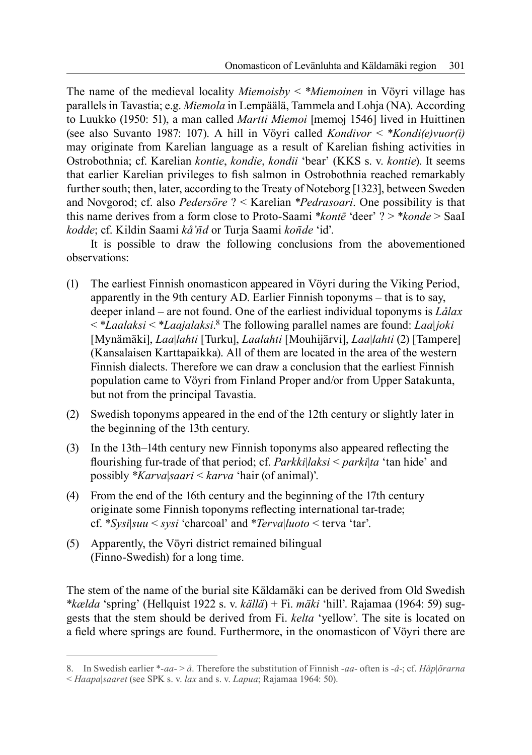The name of the medieval locality *Miemoisby* < \**Miemoinen* in Vöyri village has parallels in Tavastia; e.g. *Miemola* in Lempäälä, Tammela and Lohja (NA). According to Luukko (1950: 51), a man called *Martti Miemoi* [memoj 1546] lived in Huittinen (see also Suvanto 1987: 107). A hill in Vöyri called *Kondivor* < \**Kondi(e)vuor(i)* may originate from Karelian language as a result of Karelian fishing activities in Ostrobothnia; cf. Karelian *kontie*, *kondie*, *kondii* 'bear' (KKS s. v. *kontie*). It seems that earlier Karelian privileges to fish salmon in Ostrobothnia reached remarkably further south; then, later, according to the Treaty of Noteborg [1323], between Sweden and Novgorod; cf. also *Pedersöre* ? < Karelian \**Pedrasoari*. One possibility is that this name derives from a form close to Proto-Saami \**kontē* 'deer' ? > \**konde* > SaaI *kodde*; cf. Kildin Saami *kå'n̄d* or Turja Saami *kon̄de* 'id'.

It is possible to draw the following conclusions from the abovementioned observations:

(1) The earliest Finnish onomasticon appeared in Vöyri during the Viking Period, apparently in the 9th century AD. Earlier Finnish toponyms – that is to say, deeper inland – are not found. One of the earliest individual toponyms is *Lålax* < \**Laalaksi* < \**Laajalaksi*.[8] The following parallel names are found: *Laa|joki* [Mynämäki], *Laa|lahti* [Turku], *Laalahti* [Mouhijärvi], *Laa|lahti* (2) [Tampere] (Kansalaisen Karttapaikka). All of them are located in the area of the western Finnish dialects. Therefore we can draw a conclusion that the earliest Finnish population came to Vöyri from Finland Proper and/or from Upper Satakunta, but not from the principal Tavastia.

(2) Swedish toponyms appeared in the end of the 12th century or slightly later in the beginning of the 13th century.

(3) In the 13th–14th century new Finnish toponyms also appeared reflecting the flourishing fur-trade of that period; cf. *Parkki|laksi* < *parki|ta* 'tan hide' and possibly \**Karva|saari* < *karva* 'hair (of animal)'.

(4) From the end of the 16th century and the beginning of the 17th century originate some Finnish toponyms reflecting international tar-trade; cf. \**Sysi|suu* < *sysi* 'charcoal' and \**Terva|luoto* < terva 'tar'.

(5) Apparently, the Vöyri district remained bilingual (Finno-Swedish) for a long time.

The stem of the name of the burial site Käldamäki can be derived from Old Swedish \**kælda* 'spring' (Hellquist 1922 s. v. *källä*) + Fi. *mäki* 'hill'. Rajamaa (1964: 59) suggests that the stem should be derived from Fi. *kelta* 'yellow'. The site is located on a field where springs are found. Furthermore, in the onomasticon of Vöyri there are

---

8. In Swedish earlier \*-*aa*- > *å*. Therefore the substitution of Finnish -*aa*- often is -*å*-; cf. *Håp|örarna* < *Haapa|saaret* (see SPK s. v. *lax* and s. v. *Lapua*; Rajamaa 1964: 50).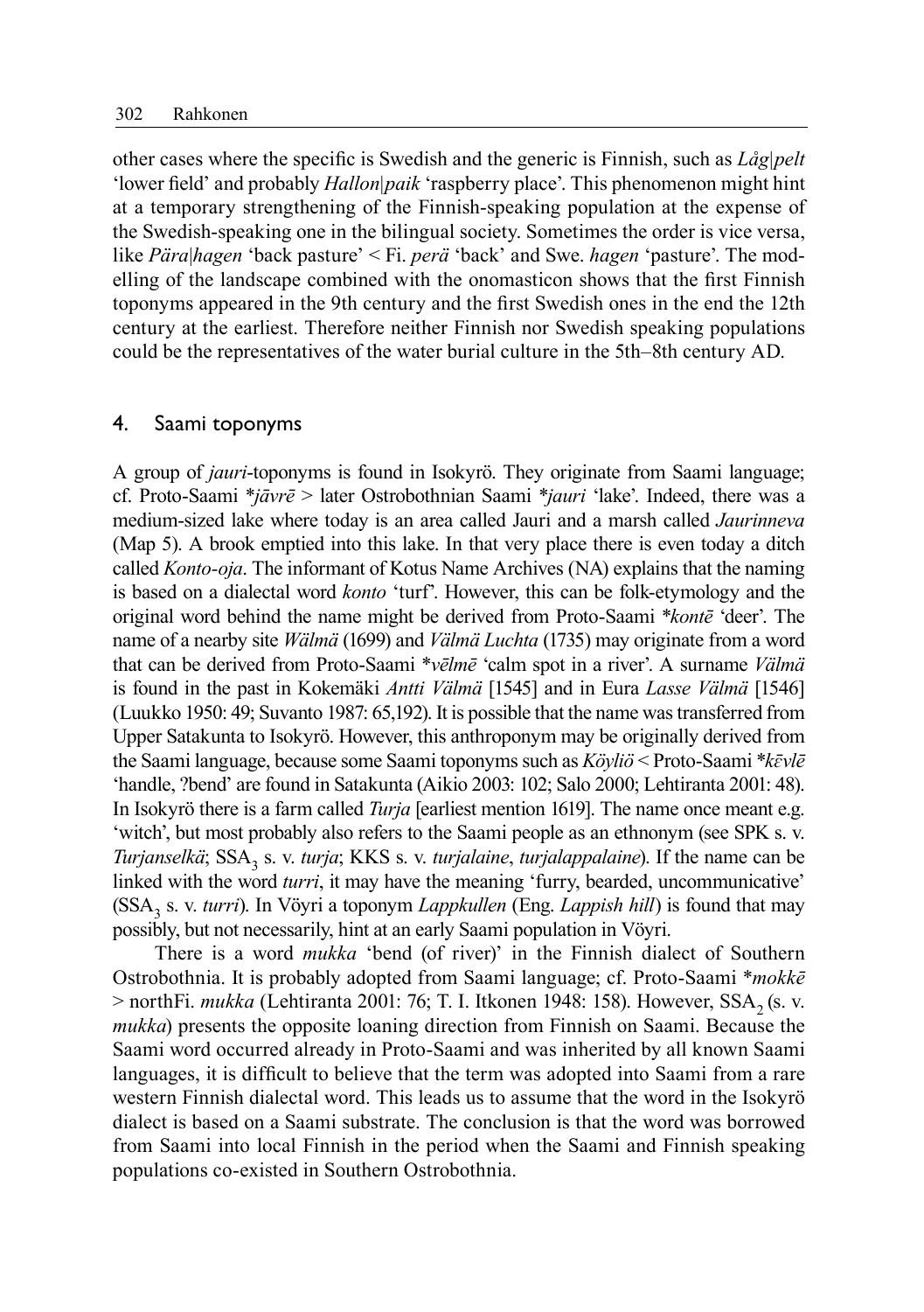other cases where the specific is Swedish and the generic is Finnish, such as *Låg|pelt* 'lower field' and probably *Hallon|paik* 'raspberry place'. This phenomenon might hint at a temporary strengthening of the Finnish-speaking population at the expense of the Swedish-speaking one in the bilingual society. Sometimes the order is vice versa, like *Pära|hagen* 'back pasture' < Fi. *perä* 'back' and Swe. *hagen* 'pasture'. The modelling of the landscape combined with the onomasticon shows that the first Finnish toponyms appeared in the 9th century and the first Swedish ones in the end the 12th century at the earliest. Therefore neither Finnish nor Swedish speaking populations could be the representatives of the water burial culture in the 5th–8th century AD.

## 4. Saami toponyms

A group of *jauri*-toponyms is found in Isokyrö. They originate from Saami language; cf. Proto-Saami *\*jāvrē* > later Ostrobothnian Saami *\*jauri* 'lake'. Indeed, there was a medium-sized lake where today is an area called Jauri and a marsh called *Jaurinneva* (Map 5). A brook emptied into this lake. In that very place there is even today a ditch called *Konto-oja*. The informant of Kotus Name Archives (NA) explains that the naming is based on a dialectal word *konto* 'turf'. However, this can be folk-etymology and the original word behind the name might be derived from Proto-Saami *\*kontē* 'deer'. The name of a nearby site *Wälmä* (1699) and *Välmä Luchta* (1735) may originate from a word that can be derived from Proto-Saami \**vēlmē* 'calm spot in a river'. A surname *Välmä* is found in the past in Kokemäki *Antti Välmä* [1545] and in Eura *Lasse Välmä* [1546] (Luukko 1950: 49; Suvanto 1987: 65,192). It is possible that the name was transferred from Upper Satakunta to Isokyrö. However, this anthroponym may be originally derived from the Saami language, because some Saami toponyms such as *Köyliö* < Proto-Saami \**kēvlē* 'handle, ?bend' are found in Satakunta (Aikio 2003: 102; Salo 2000; Lehtiranta 2001: 48). In Isokyrö there is a farm called *Turja* [earliest mention 1619]. The name once meant e.g. 'witch', but most probably also refers to the Saami people as an ethnonym (see SPK s. v. *Turjanselkä*; $SSA_3$ s. v. *turja*; KKS s. v. *turjalaine*, *turjalappalaine*). If the name can be linked with the word *turri*, it may have the meaning 'furry, bearded, uncommunicative' ($SSA_3$ s. v. *turri*). In Vöyri a toponym *Lappkullen* (Eng. *Lappish hill*) is found that may possibly, but not necessarily, hint at an early Saami population in Vöyri.

There is a word *mukka* 'bend (of river)' in the Finnish dialect of Southern Ostrobothnia. It is probably adopted from Saami language; cf. Proto-Saami \**mokkē* > northFi. *mukka* (Lehtiranta 2001: 76; T. I. Itkonen 1948: 158). However, $SSA_2$ (s. v. *mukka*) presents the opposite loaning direction from Finnish on Saami. Because the Saami word occurred already in Proto-Saami and was inherited by all known Saami languages, it is difficult to believe that the term was adopted into Saami from a rare western Finnish dialectal word. This leads us to assume that the word in the Isokyrö dialect is based on a Saami substrate. The conclusion is that the word was borrowed from Saami into local Finnish in the period when the Saami and Finnish speaking populations co-existed in Southern Ostrobothnia.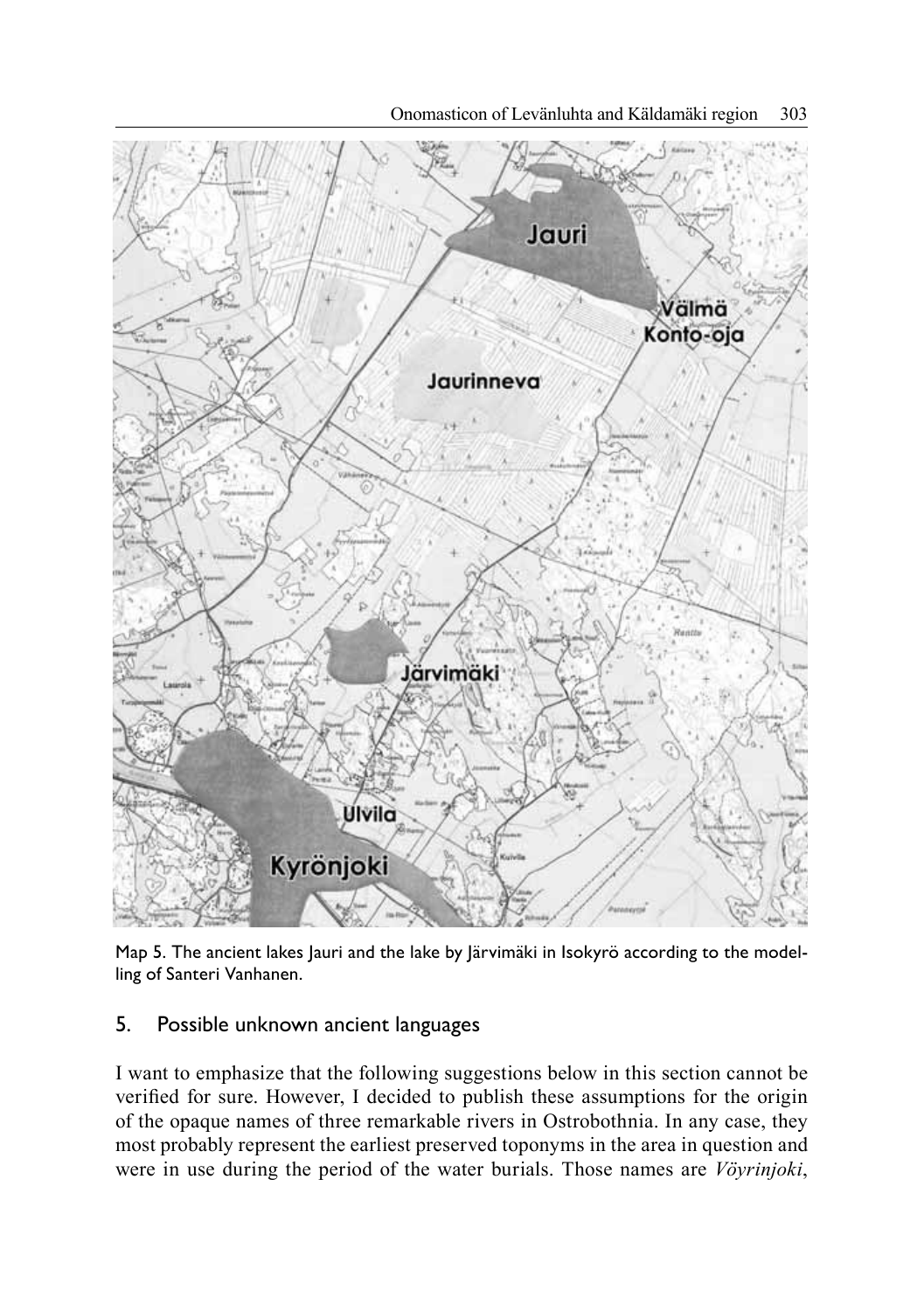Map 5. The ancient lakes Jauri and the lake by Järvimäki in Isokyrö according to the modelling of Santeri Vanhanen.

## 5. Possible unknown ancient languages

I want to emphasize that the following suggestions below in this section cannot be verified for sure. However, I decided to publish these assumptions for the origin of the opaque names of three remarkable rivers in Ostrobothnia. In any case, they most probably represent the earliest preserved toponyms in the area in question and were in use during the period of the water burials. Those names are *Vöyrinjoki*,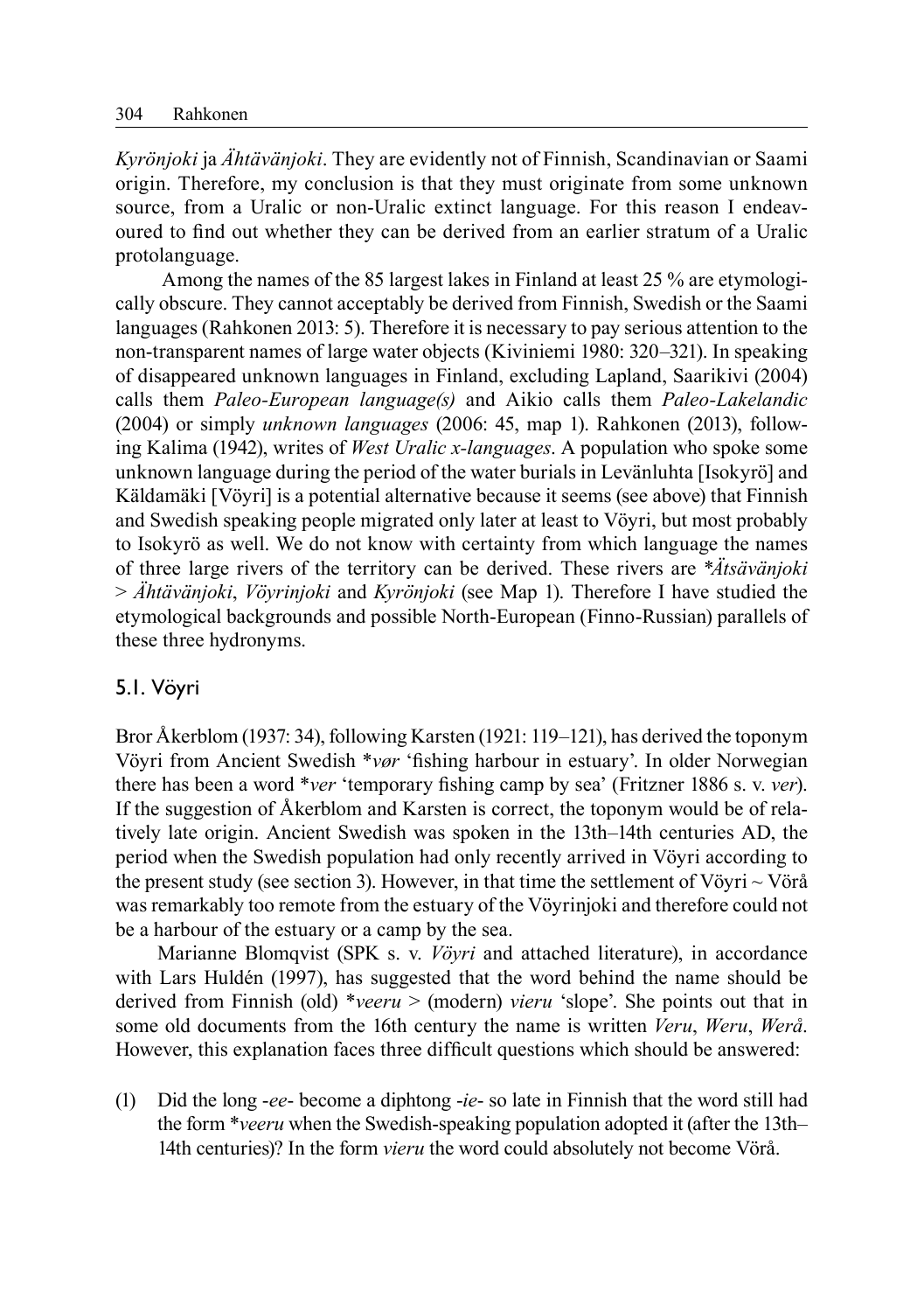*Kyrönjoki* ja *Ähtävänjoki*. They are evidently not of Finnish, Scandinavian or Saami origin. Therefore, my conclusion is that they must originate from some unknown source, from a Uralic or non-Uralic extinct language. For this reason I endeavoured to find out whether they can be derived from an earlier stratum of a Uralic protolanguage.

Among the names of the 85 largest lakes in Finland at least 25 % are etymologically obscure. They cannot acceptably be derived from Finnish, Swedish or the Saami languages (Rahkonen 2013: 5). Therefore it is necessary to pay serious attention to the non-transparent names of large water objects (Kiviniemi 1980: 320–321). In speaking of disappeared unknown languages in Finland, excluding Lapland, Saarikivi (2004) calls them *Paleo-European language(s)* and Aikio calls them *Paleo-Lakelandic* (2004) or simply *unknown languages* (2006: 45, map 1). Rahkonen (2013), following Kalima (1942), writes of *West Uralic x-languages*. A population who spoke some unknown language during the period of the water burials in Levänluhta [Isokyrö] and Käldamäki [Vöyri] is a potential alternative because it seems (see above) that Finnish and Swedish speaking people migrated only later at least to Vöyri, but most probably to Isokyrö as well. We do not know with certainty from which language the names of three large rivers of the territory can be derived. These rivers are *\*Ätsävänjoki* > *Ähtävänjoki*, *Vöyrinjoki* and *Kyrönjoki* (see Map 1). Therefore I have studied the etymological backgrounds and possible North-European (Finno-Russian) parallels of these three hydronyms.

## 5.1. Vöyri

Bror Åkerblom (1937: 34), following Karsten (1921: 119–121), has derived the toponym Vöyri from Ancient Swedish \**vør* 'fishing harbour in estuary'. In older Norwegian there has been a word \**ver* 'temporary fishing camp by sea' (Fritzner 1886 s. v. *ver*). If the suggestion of Åkerblom and Karsten is correct, the toponym would be of relatively late origin. Ancient Swedish was spoken in the 13th–14th centuries AD, the period when the Swedish population had only recently arrived in Vöyri according to the present study (see section 3). However, in that time the settlement of Vöyri ~ Vörå was remarkably too remote from the estuary of the Vöyrinjoki and therefore could not be a harbour of the estuary or a camp by the sea.

Marianne Blomqvist (SPK s. v. *Vöyri* and attached literature), in accordance with Lars Huldén (1997), has suggested that the word behind the name should be derived from Finnish (old) \**veeru* > (modern) *vieru* 'slope'. She points out that in some old documents from the 16th century the name is written *Veru*, *Weru*, *Werå*. However, this explanation faces three difficult questions which should be answered:

(1) Did the long *-ee-* become a diphtong *-ie-* so late in Finnish that the word still had the form \**veeru* when the Swedish-speaking population adopted it (after the 13th–14th centuries)? In the form *vieru* the word could absolutely not become Vörå.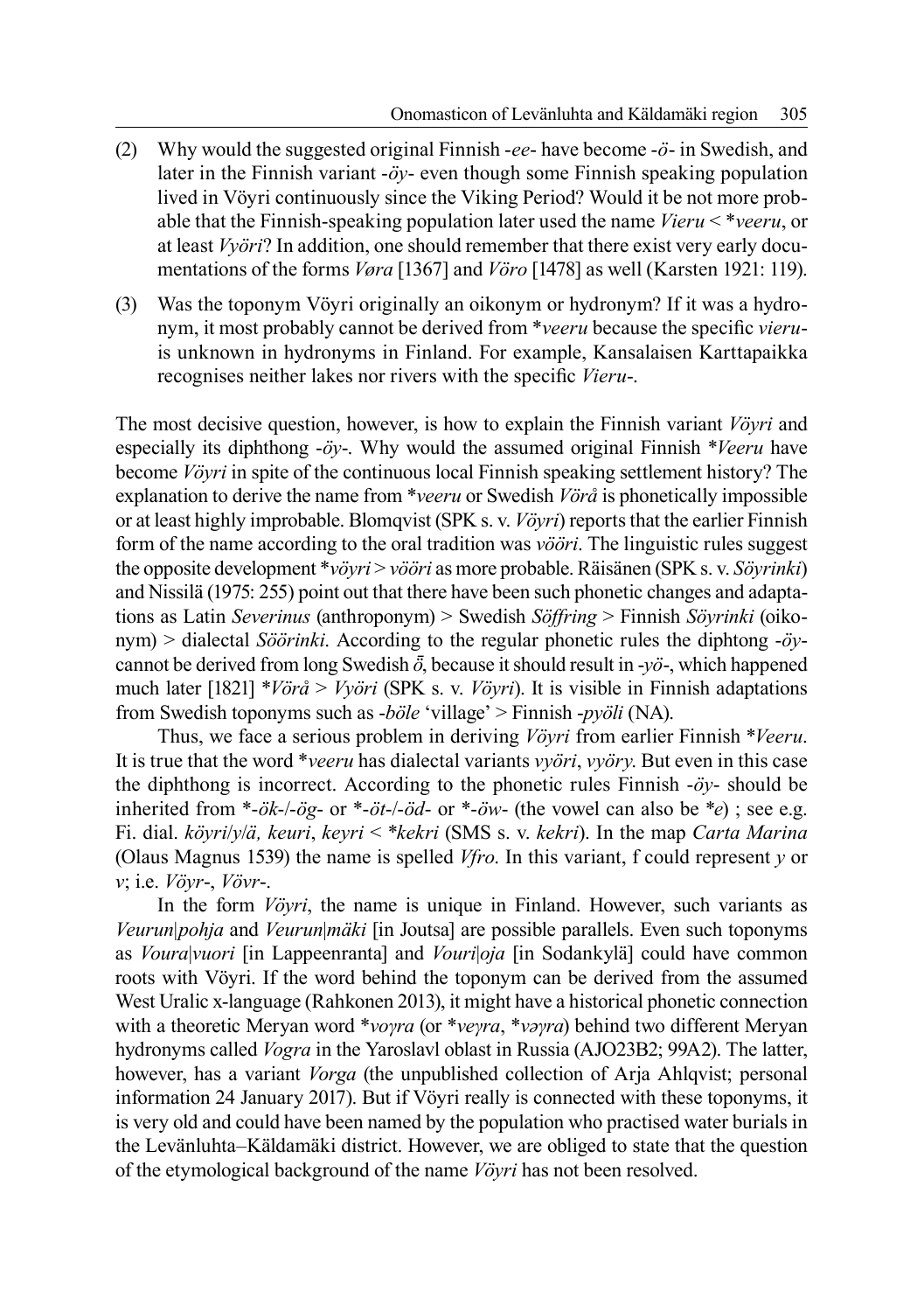(2) Why would the suggested original Finnish *-ee-* have become *-ö-* in Swedish, and later in the Finnish variant *-öy-* even though some Finnish speaking population lived in Vöyri continuously since the Viking Period? Would it be not more probable that the Finnish-speaking population later used the name *Vieru* < *\*veeru*, or at least *Vyöri*? In addition, one should remember that there exist very early documentations of the forms *Vøra* [1367] and *Vöro* [1478] as well (Karsten 1921: 119).

(3) Was the toponym Vöyri originally an oikonym or hydronym? If it was a hydronym, it most probably cannot be derived from *\*veeru* because the specific *vieru-* is unknown in hydronyms in Finland. For example, Kansalaisen Karttapaikka recognises neither lakes nor rivers with the specific *Vieru-*.

The most decisive question, however, is how to explain the Finnish variant *Vöyri* and especially its diphthong *-öy-*. Why would the assumed original Finnish *\*Veeru* have become *Vöyri* in spite of the continuous local Finnish speaking settlement history? The explanation to derive the name from *\*veeru* or Swedish *Vörå* is phonetically impossible or at least highly improbable. Blomqvist (SPK s. v. *Vöyri*) reports that the earlier Finnish form of the name according to the oral tradition was *vööri*. The linguistic rules suggest the opposite development *\*vöyri* > *vööri* as more probable. Räisänen (SPK s. v. *Söyrinki*) and Nissilä (1975: 255) point out that there have been such phonetic changes and adaptations as Latin *Severinus* (anthroponym) > Swedish *Söffring* > Finnish *Söyrinki* (oikonym) > dialectal *Söörinki*. According to the regular phonetic rules the diphthong *-öy-* cannot be derived from long Swedish *ȫ*, because it should result in *-yö-*, which happened much later [1821] *\*Vörå* > *Vyöri* (SPK s. v. *Vöyri*). It is visible in Finnish adaptations from Swedish toponyms such as *-böle* 'village' > Finnish *-pyöli* (NA).

Thus, we face a serious problem in deriving *Vöyri* from earlier Finnish *\*Veeru*. It is true that the word *\*veeru* has dialectal variants *vyöri*, *vyöry*. But even in this case the diphthong is incorrect. According to the phonetic rules Finnish *-öy-* should be inherited from *\*-ök-/-ög-* or *\*-öt-/-öd-* or *\*-öw-* (the vowel can also be *\*e*) ; see e.g. Fi. dial. *köyri/y/ä, keuri*, *keyri* < *\*kekri* (SMS s. v. *kekri*). In the map *Carta Marina* (Olaus Magnus 1539) the name is spelled *Vfro*. In this variant, f could represent *y* or *v*; i.e. *Vöyr-*, *Vövr-*.

In the form *Vöyri*, the name is unique in Finland. However, such variants as *Veurun|pohja* and *Veurun|mäki* [in Joutsa] are possible parallels. Even such toponyms as *Voura|vuori* [in Lappeenranta] and *Vouri|oja* [in Sodankylä] could have common roots with Vöyri. If the word behind the toponym can be derived from the assumed West Uralic x-language (Rahkonen 2013), it might have a historical phonetic connection with a theoretic Meryan word *\*voɣra* (or *\*veɣra*, *\*vəɣra*) behind two different Meryan hydronyms called *Vogra* in the Yaroslavl oblast in Russia (AJO23B2; 99A2). The latter, however, has a variant *Vorga* (the unpublished collection of Arja Ahlqvist; personal information 24 January 2017). But if Vöyri really is connected with these toponyms, it is very old and could have been named by the population who practised water burials in the Levänluhta–Käldamäki district. However, we are obliged to state that the question of the etymological background of the name *Vöyri* has not been resolved.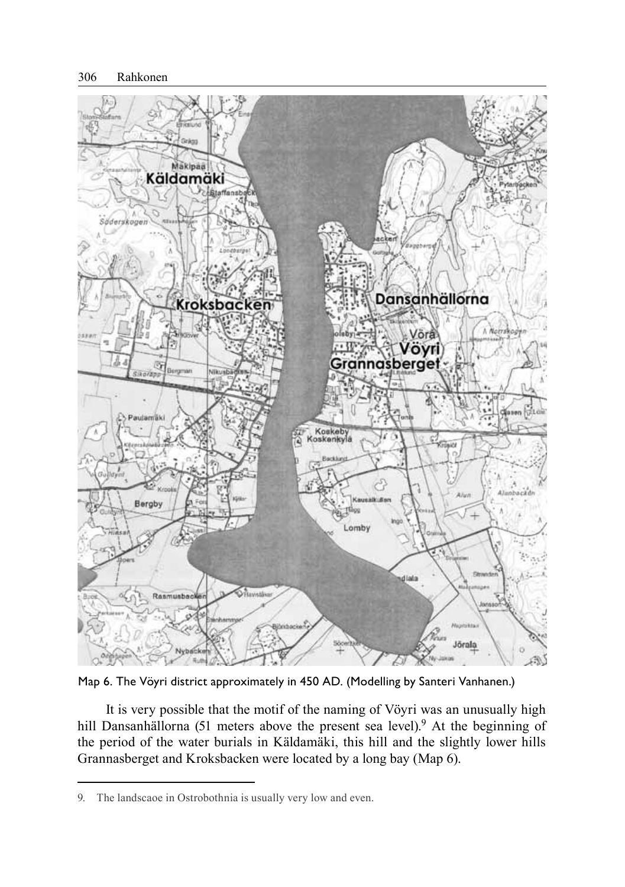Map 6. The Vöyri district approximately in 450 AD. (Modelling by Santeri Vanhanen.)

It is very possible that the motif of the naming of Vöyri was an unusually high hill Dansanhällorna (51 meters above the present sea level).[9] At the beginning of the period of the water burials in Käldamäki, this hill and the slightly lower hills Grannasberget and Kroksbacken were located by a long bay (Map 6).

9. The landscaoe in Ostrobothnia is usually very low and even.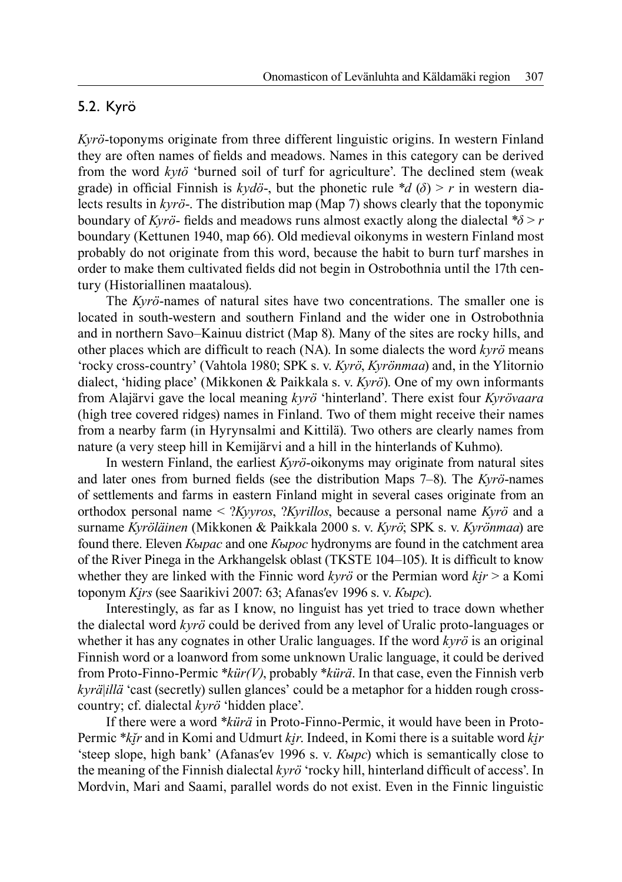## 5.2. Kyrö

*Kyrö*-toponyms originate from three different linguistic origins. In western Finland they are often names of fields and meadows. Names in this category can be derived from the word *kytö* 'burned soil of turf for agriculture'. The declined stem (weak grade) in official Finnish is *kydö*-, but the phonetic rule *\*d* (*δ*) > *r* in western dialects results in *kyrö*-. The distribution map (Map 7) shows clearly that the toponymic boundary of *Kyrö*- fields and meadows runs almost exactly along the dialectal *\*δ* > *r* boundary (Kettunen 1940, map 66). Old medieval oikonyms in western Finland most probably do not originate from this word, because the habit to burn turf marshes in order to make them cultivated fields did not begin in Ostrobothnia until the 17th century (Historiallinen maatalous).

The *Kyrö*-names of natural sites have two concentrations. The smaller one is located in south-western and southern Finland and the wider one in Ostrobothnia and in northern Savo–Kainuu district (Map 8). Many of the sites are rocky hills, and other places which are difficult to reach (NA). In some dialects the word *kyrö* means 'rocky cross-country' (Vahtola 1980; SPK s. v. *Kyrö*, *Kyrönmaa*) and, in the Ylitornio dialect, 'hiding place' (Mikkonen & Paikkala s. v. *Kyrö*). One of my own informants from Alajärvi gave the local meaning *kyrö* 'hinterland'. There exist four *Kyrövaara* (high tree covered ridges) names in Finland. Two of them might receive their names from a nearby farm (in Hyrynsalmi and Kittilä). Two others are clearly names from nature (a very steep hill in Kemijärvi and a hill in the hinterlands of Kuhmo).

In western Finland, the earliest *Kyrö*-oikonyms may originate from natural sites and later ones from burned fields (see the distribution Maps 7–8). The *Kyrö*-names of settlements and farms in eastern Finland might in several cases originate from an orthodox personal name < ?*Kyyros*, ?*Kyrillos*, because a personal name *Kyrö* and a surname *Kyröläinen* (Mikkonen & Paikkala 2000 s. v. *Kyrö*; SPK s. v. *Kyrönmaa*) are found there. Eleven *Кырас* and one *Кырос* hydronyms are found in the catchment area of the River Pinega in the Arkhangelsk oblast (TKSTE 104–105). It is difficult to know whether they are linked with the Finnic word *kyrö* or the Permian word *kɨ̮r* > a Komi toponym *Kɨ̮rs* (see Saarikivi 2007: 63; Afanas′ev 1996 s. v. *Кырс*).

Interestingly, as far as I know, no linguist has yet tried to trace down whether the dialectal word *kyrö* could be derived from any level of Uralic proto-languages or whether it has any cognates in other Uralic languages. If the word *kyrö* is an original Finnish word or a loanword from some unknown Uralic language, it could be derived from Proto-Finno-Permic *\*kür(V)*, probably *\*kürä*. In that case, even the Finnish verb *kyrä|illä* 'cast (secretly) sullen glances' could be a metaphor for a hidden rough cross-country; cf. dialectal *kyrö* 'hidden place'.

If there were a word *\*kürä* in Proto-Finno-Permic, it would have been in Proto-Permic *\*kɨ̮̆r* and in Komi and Udmurt *kɨ̮r*. Indeed, in Komi there is a suitable word *kɨ̮r* 'steep slope, high bank' (Afanas′ev 1996 s. v. *Кырс*) which is semantically close to the meaning of the Finnish dialectal *kyrö* 'rocky hill, hinterland difficult of access'. In Mordvin, Mari and Saami, parallel words do not exist. Even in the Finnic linguistic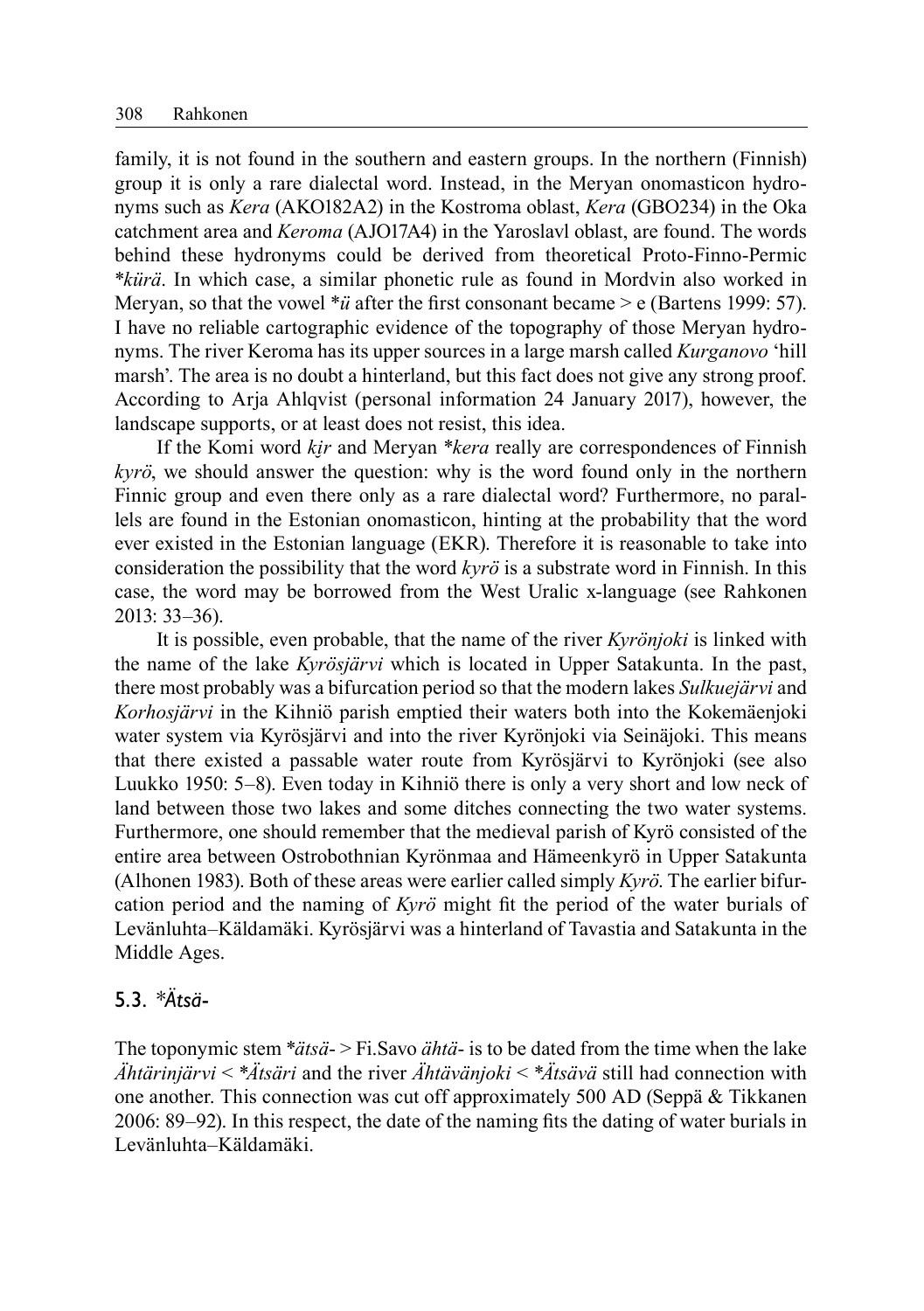family, it is not found in the southern and eastern groups. In the northern (Finnish) group it is only a rare dialectal word. Instead, in the Meryan onomasticon hydronyms such as *Kera* (AKO182A2) in the Kostroma oblast, *Kera* (GBO234) in the Oka catchment area and *Keroma* (AJO17A4) in the Yaroslavl oblast, are found. The words behind these hydronyms could be derived from theoretical Proto-Finno-Permic *\*kürä*. In which case, a similar phonetic rule as found in Mordvin also worked in Meryan, so that the vowel *\*ü* after the first consonant became > e (Bartens 1999: 57). I have no reliable cartographic evidence of the topography of those Meryan hydronyms. The river Keroma has its upper sources in a large marsh called *Kurganovo* 'hill marsh'. The area is no doubt a hinterland, but this fact does not give any strong proof. According to Arja Ahlqvist (personal information 24 January 2017), however, the landscape supports, or at least does not resist, this idea.

If the Komi word *kɨr* and Meryan *\*kera* really are correspondences of Finnish *kyrö*, we should answer the question: why is the word found only in the northern Finnic group and even there only as a rare dialectal word? Furthermore, no parallels are found in the Estonian onomasticon, hinting at the probability that the word ever existed in the Estonian language (EKR). Therefore it is reasonable to take into consideration the possibility that the word *kyrö* is a substrate word in Finnish. In this case, the word may be borrowed from the West Uralic x-language (see Rahkonen 2013: 33–36).

It is possible, even probable, that the name of the river *Kyrönjoki* is linked with the name of the lake *Kyrösjärvi* which is located in Upper Satakunta. In the past, there most probably was a bifurcation period so that the modern lakes *Sulkuejärvi* and *Korhosjärvi* in the Kihniö parish emptied their waters both into the Kokemäenjoki water system via Kyrösjärvi and into the river Kyrönjoki via Seinäjoki. This means that there existed a passable water route from Kyrösjärvi to Kyrönjoki (see also Luukko 1950: 5–8). Even today in Kihniö there is only a very short and low neck of land between those two lakes and some ditches connecting the two water systems. Furthermore, one should remember that the medieval parish of Kyrö consisted of the entire area between Ostrobothnian Kyrönmaa and Hämeenkyrö in Upper Satakunta (Alhonen 1983). Both of these areas were earlier called simply *Kyrö*. The earlier bifurcation period and the naming of *Kyrö* might fit the period of the water burials of Levänluhta–Käldamäki. Kyrösjärvi was a hinterland of Tavastia and Satakunta in the Middle Ages.

## 5.3. *\*Ätsä-*

The toponymic stem *\*ätsä-* > Fi.Savo *ähtä-* is to be dated from the time when the lake *Ähtärinjärvi* < *\*Ätsäri* and the river *Ähtävänjoki* < *\*Ätsävä* still had connection with one another. This connection was cut off approximately 500 AD (Seppä & Tikkanen 2006: 89–92). In this respect, the date of the naming fits the dating of water burials in Levänluhta–Käldamäki.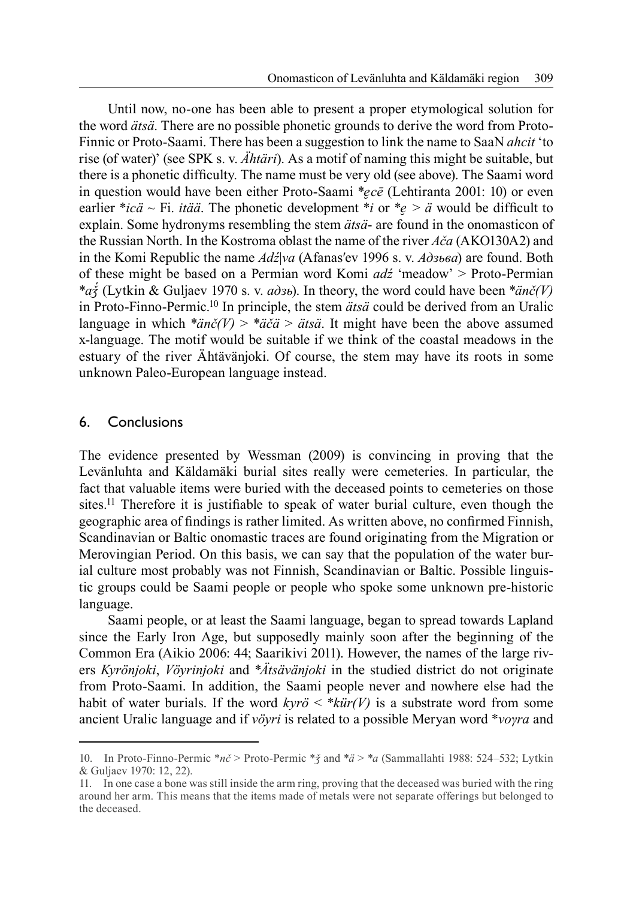Until now, no-one has been able to present a proper etymological solution for the word *ätsä*. There are no possible phonetic grounds to derive the word from Proto-Finnic or Proto-Saami. There has been a suggestion to link the name to SaaN *ahcit* 'to rise (of water)' (see SPK s. v. *Ähtäri*). As a motif of naming this might be suitable, but there is a phonetic difficulty. The name must be very old (see above). The Saami word in question would have been either Proto-Saami *\*ęcē* (Lehtiranta 2001: 10) or even earlier *\*icä* ~ Fi. *itää*. The phonetic development *\*i* or *\*ę* > *ä* would be difficult to explain. Some hydronyms resembling the stem *ätsä-* are found in the onomasticon of the Russian North. In the Kostroma oblast the name of the river *Ača* (AKO130A2) and in the Komi Republic the name *Adź|va* (Afanas′ev 1996 s. v. *Адзьва*) are found. Both of these might be based on a Permian word Komi *adź* 'meadow' > Proto-Permian *\*aǯ́* (Lytkin & Guljaev 1970 s. v. *адзь*). In theory, the word could have been *\*änč(V)* in Proto-Finno-Permic.[10] In principle, the stem *ätsä* could be derived from an Uralic language in which *\*änč(V)* > *\*äčä* > *ätsä*. It might have been the above assumed x-language. The motif would be suitable if we think of the coastal meadows in the estuary of the river Ähtävänjoki. Of course, the stem may have its roots in some unknown Paleo-European language instead.

## 6. Conclusions

The evidence presented by Wessman (2009) is convincing in proving that the Levänluhta and Käldamäki burial sites really were cemeteries. In particular, the fact that valuable items were buried with the deceased points to cemeteries on those sites.[11] Therefore it is justifiable to speak of water burial culture, even though the geographic area of findings is rather limited. As written above, no confirmed Finnish, Scandinavian or Baltic onomastic traces are found originating from the Migration or Merovingian Period. On this basis, we can say that the population of the water burial culture most probably was not Finnish, Scandinavian or Baltic. Possible linguistic groups could be Saami people or people who spoke some unknown pre-historic language.

Saami people, or at least the Saami language, began to spread towards Lapland since the Early Iron Age, but supposedly mainly soon after the beginning of the Common Era (Aikio 2006: 44; Saarikivi 2011). However, the names of the large rivers *Kyrönjoki*, *Vöyrinjoki* and *\*Ätsävänjoki* in the studied district do not originate from Proto-Saami. In addition, the Saami people never and nowhere else had the habit of water burials. If the word *kyrö* < *\*kür(V)* is a substrate word from some ancient Uralic language and if *vöyri* is related to a possible Meryan word *\*voɣra* and

---

10. In Proto-Finno-Permic *\*nč* > Proto-Permic *\*ǯ* and *\*ä* > *\*a* (Sammallahti 1988: 524–532; Lytkin & Guljaev 1970: 12, 22).

11. In one case a bone was still inside the arm ring, proving that the deceased was buried with the ring around her arm. This means that the items made of metals were not separate offerings but belonged to the deceased.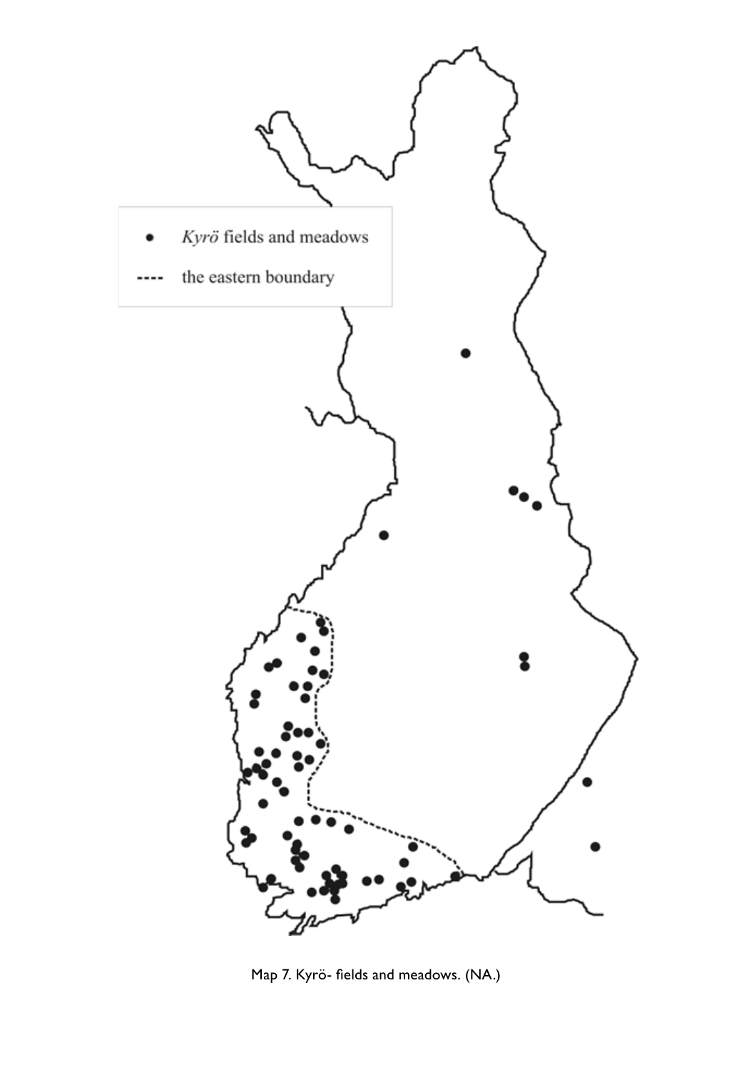Map 7. Kyrö- fields and meadows. (NA.)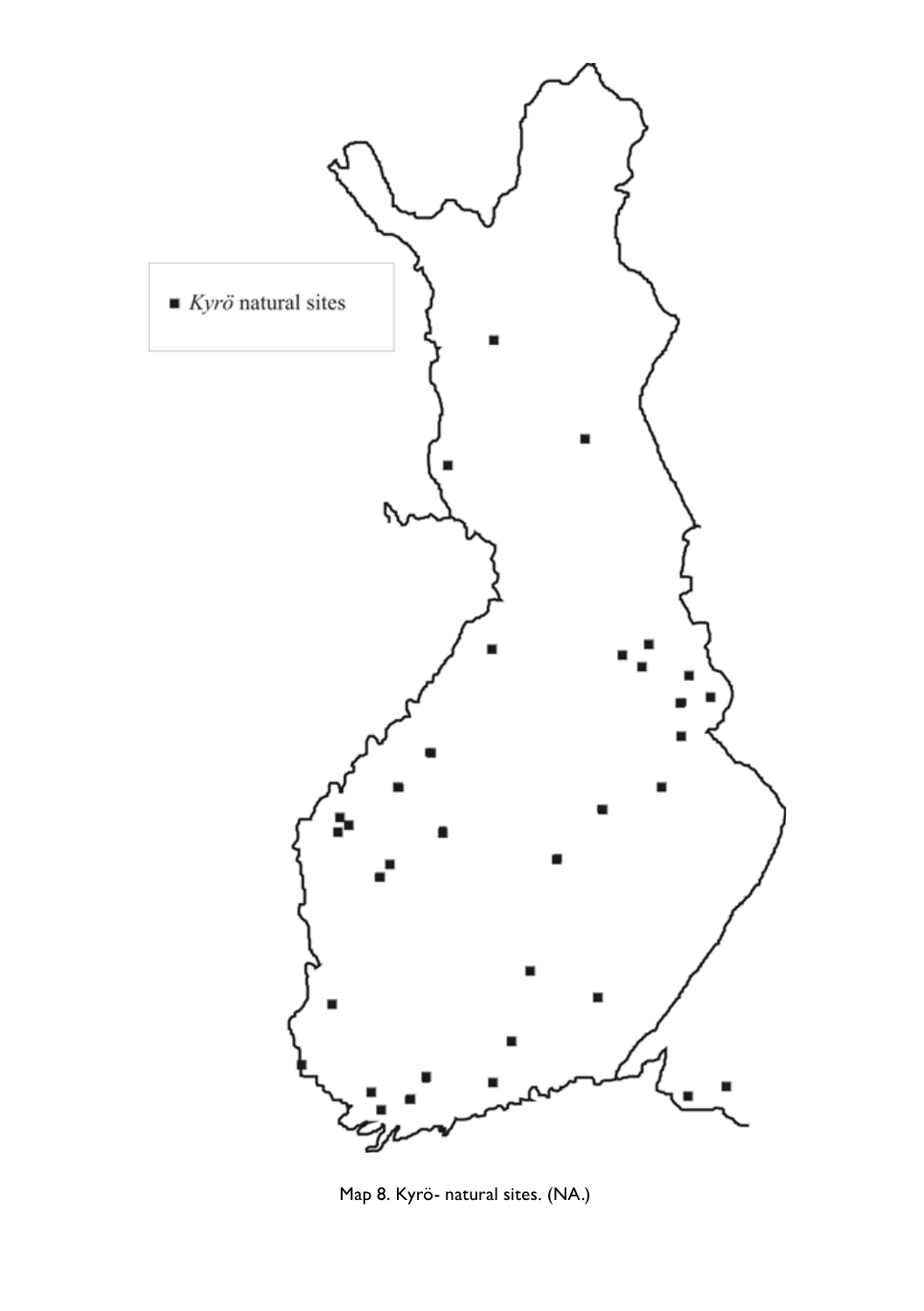■ *Kyrö* natural sites

Map 8. Kyrö- natural sites. (NA.)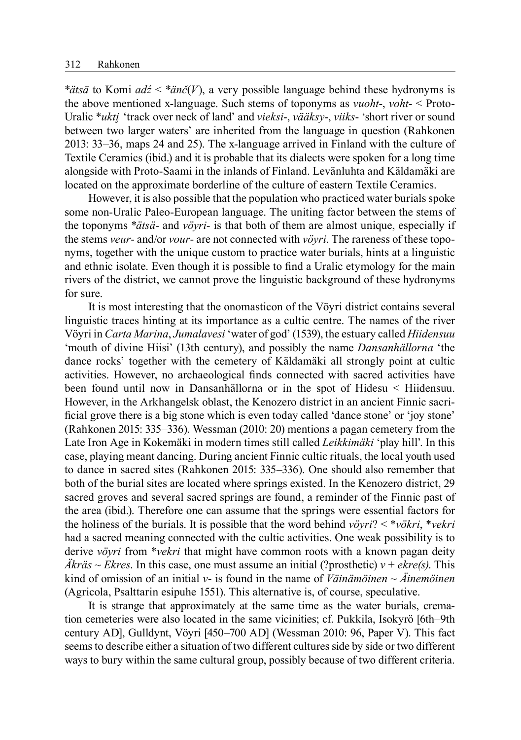\*ätsä to Komi *adź* < \*änč(*V*), a very possible language behind these hydronyms is the above mentioned x-language. Such stems of toponyms as *vuoht-*, *voht-* < Proto-Uralic \**ukti̯* 'track over neck of land' and *vieksi-*, *vääksy-*, *viiks-* 'short river or sound between two larger waters' are inherited from the language in question (Rahkonen 2013: 33–36, maps 24 and 25). The x-language arrived in Finland with the culture of Textile Ceramics (ibid.) and it is probable that its dialects were spoken for a long time alongside with Proto-Saami in the inlands of Finland. Levänluhta and Käldamäki are located on the approximate borderline of the culture of eastern Textile Ceramics.

However, it is also possible that the population who practiced water burials spoke some non-Uralic Paleo-European language. The uniting factor between the stems of the toponyms *\*ätsä-* and *vöyri-* is that both of them are almost unique, especially if the stems *veur-* and/or *vour-* are not connected with *vöyri*. The rareness of these toponyms, together with the unique custom to practice water burials, hints at a linguistic and ethnic isolate. Even though it is possible to find a Uralic etymology for the main rivers of the district, we cannot prove the linguistic background of these hydronyms for sure.

It is most interesting that the onomasticon of the Vöyri district contains several linguistic traces hinting at its importance as a cultic centre. The names of the river Vöyri in *Carta Marina*, *Jumalavesi* 'water of god' (1539), the estuary called *Hiidensuu* 'mouth of divine Hiisi' (13th century), and possibly the name *Dansanhällorna* 'the dance rocks' together with the cemetery of Käldamäki all strongly point at cultic activities. However, no archaeological finds connected with sacred activities have been found until now in Dansanhällorna or in the spot of Hidesu < Hiidensuu. However, in the Arkhangelsk oblast, the Kenozero district in an ancient Finnic sacrificial grove there is a big stone which is even today called 'dance stone' or 'joy stone' (Rahkonen 2015: 335–336). Wessman (2010: 20) mentions a pagan cemetery from the Late Iron Age in Kokemäki in modern times still called *Leikkimäki* 'play hill'. In this case, playing meant dancing. During ancient Finnic cultic rituals, the local youth used to dance in sacred sites (Rahkonen 2015: 335–336). One should also remember that both of the burial sites are located where springs existed. In the Kenozero district, 29 sacred groves and several sacred springs are found, a reminder of the Finnic past of the area (ibid.). Therefore one can assume that the springs were essential factors for the holiness of the burials. It is possible that the word behind *vöyri*? < \**vökri*, \**vekri* had a sacred meaning connected with the cultic activities. One weak possibility is to derive *vöyri* from \**vekri* that might have common roots with a known pagan deity *Äkräs* ~ *Ekres*. In this case, one must assume an initial (?prosthetic) *v* + *ekre(s)*. This kind of omission of an initial *v-* is found in the name of *Väinämöinen* ~ *Äinemöinen* (Agricola, Psalttarin esipuhe 1551). This alternative is, of course, speculative.

It is strange that approximately at the same time as the water burials, cremation cemeteries were also located in the same vicinities; cf. Pukkila, Isokyrö [6th–9th century AD], Gulldynt, Vöyri [450–700 AD] (Wessman 2010: 96, Paper V). This fact seems to describe either a situation of two different cultures side by side or two different ways to bury within the same cultural group, possibly because of two different criteria.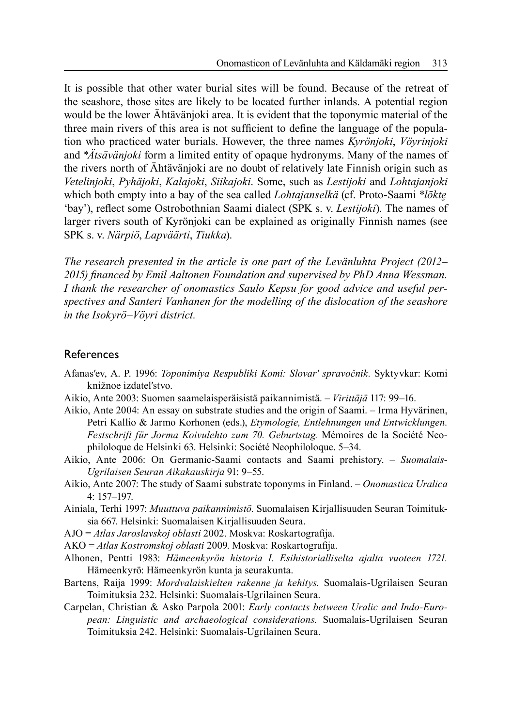It is possible that other water burial sites will be found. Because of the retreat of the seashore, those sites are likely to be located further inlands. A potential region would be the lower Ähtävänjoki area. It is evident that the toponymic material of the three main rivers of this area is not sufficient to define the language of the population who practiced water burials. However, the three names *Kyrönjoki*, *Vöyrinjoki* and *\*Ätsävänjoki* form a limited entity of opaque hydronyms. Many of the names of the rivers north of Ähtävänjoki are no doubt of relatively late Finnish origin such as *Vetelinjoki*, *Pyhäjoki*, *Kalajoki*, *Siikajoki*. Some, such as *Lestijoki* and *Lohtajanjoki* which both empty into a bay of the sea called *Lohtajanselkä* (cf. Proto-Saami *\*lōktę* 'bay'), reflect some Ostrobothnian Saami dialect (SPK s. v. *Lestijoki*). The names of larger rivers south of Kyrönjoki can be explained as originally Finnish names (see SPK s. v. *Närpiö*, *Lapväärti*, *Tiukka*).

*The research presented in the article is one part of the Levänluhta Project (2012–2015) financed by Emil Aaltonen Foundation and supervised by PhD Anna Wessman. I thank the researcher of onomastics Saulo Kepsu for good advice and useful perspectives and Santeri Vanhanen for the modelling of the dislocation of the seashore in the Isokyrö–Vöyri district.*

## References

Afanas′ev, A. P. 1996: *Toponimiya Respubliki Komi: Slovar′ spravočnik.* Syktyvkar: Komi knižnoe izdatel′stvo.

Aikio, Ante 2003: Suomen saamelaisperäisistä paikannimistä. – *Virittäjä* 117: 99–16.

Aikio, Ante 2004: An essay on substrate studies and the origin of Saami. – Irma Hyvärinen, Petri Kallio & Jarmo Korhonen (eds.), *Etymologie, Entlehnungen und Entwicklungen. Festschrift für Jorma Koivulehto zum 70. Geburtstag.* Mémoires de la Société Neophiloloque de Helsinki 63. Helsinki: Société Neophiloloque. 5–34.

Aikio, Ante 2006: On Germanic-Saami contacts and Saami prehistory. – *Suomalais-Ugrilaisen Seuran Aikakauskirja* 91: 9–55.

Aikio, Ante 2007: The study of Saami substrate toponyms in Finland. – *Onomastica Uralica* 4: 157–197.

Ainiala, Terhi 1997: *Muuttuva paikannimistö*. Suomalaisen Kirjallisuuden Seuran Toimituksia 667. Helsinki: Suomalaisen Kirjallisuuden Seura.

AJO = *Atlas Jaroslavskoj oblasti* 2002. Moskva: Roskartografija.

AKO = *Atlas Kostromskoj oblasti* 2009. Moskva: Roskartografija.

Alhonen, Pentti 1983: *Hämeenkyrön historia I. Esihistorialliselta ajalta vuoteen 1721.* Hämeenkyrö: Hämeenkyrön kunta ja seurakunta.

Bartens, Raija 1999: *Mordvalaiskielten rakenne ja kehitys.* Suomalais-Ugrilaisen Seuran Toimituksia 232. Helsinki: Suomalais-Ugrilainen Seura.

Carpelan, Christian & Asko Parpola 2001: *Early contacts between Uralic and Indo-European: Linguistic and archaeological considerations.* Suomalais-Ugrilaisen Seuran Toimituksia 242. Helsinki: Suomalais-Ugrilainen Seura.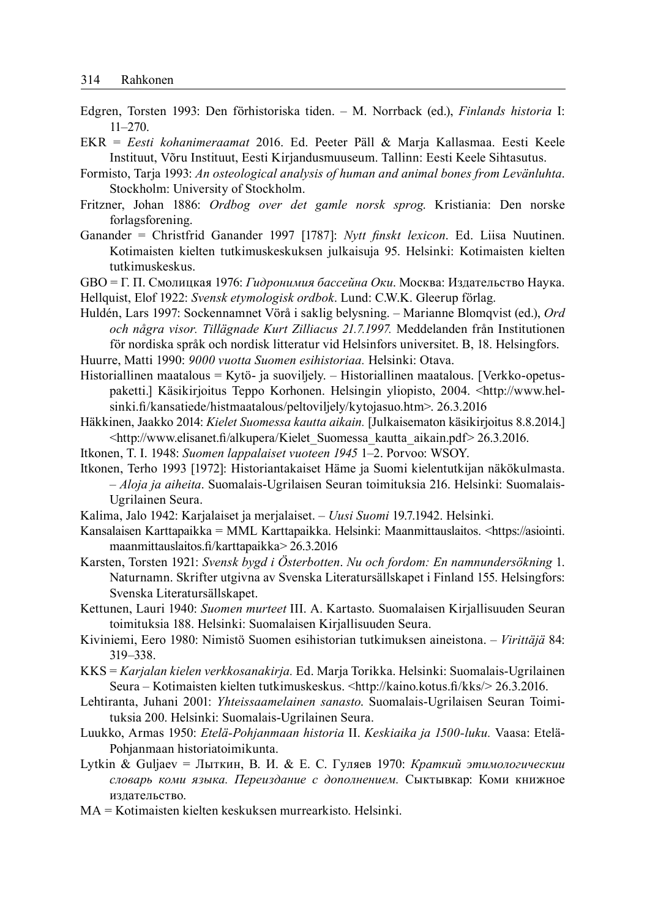Edgren, Torsten 1993: Den förhistoriska tiden. – M. Norrback (ed.), *Finlands historia* I: 11–270.

EKR = *Eesti kohanimeraamat* 2016. Ed. Peeter Päll & Marja Kallasmaa. Eesti Keele Instituut, Võru Instituut, Eesti Kirjandusmuuseum. Tallinn: Eesti Keele Sihtasutus.

Formisto, Tarja 1993: *An osteological analysis of human and animal bones from Levänluhta*. Stockholm: University of Stockholm.

Fritzner, Johan 1886: *Ordbog over det gamle norsk sprog.* Kristiania: Den norske forlagsforening.

Ganander = Christfrid Ganander 1997 [1787]: *Nytt finskt lexicon*. Ed. Liisa Nuutinen. Kotimaisten kielten tutkimuskeskuksen julkaisuja 95. Helsinki: Kotimaisten kielten tutkimuskeskus.

GBO = Г. П. Смолицкая 1976: *Гидронимия бассейна Оки*. Москва: Издательство Наука.

Hellquist, Elof 1922: *Svensk etymologisk ordbok*. Lund: C.W.K. Gleerup förlag.

Huldén, Lars 1997: Sockennamnet Vörå i saklig belysning. – Marianne Blomqvist (ed.), *Ord och några visor. Tillägnade Kurt Zilliacus 21.7.1997.* Meddelanden från Institutionen för nordiska språk och nordisk litteratur vid Helsinfors universitet. B, 18. Helsingfors.

Huurre, Matti 1990: *9000 vuotta Suomen esihistoriaa.* Helsinki: Otava.

Historiallinen maatalous = Kytö- ja suoviljely. – Historiallinen maatalous. [Verkko-opetuspaketti.] Käsikirjoitus Teppo Korhonen. Helsingin yliopisto, 2004. <http://www.helsinki.fi/kansatiede/histmaatalous/peltoviljely/kytojasuo.htm>. 26.3.2016

Häkkinen, Jaakko 2014: *Kielet Suomessa kautta aikain.* [Julkaisematon käsikirjoitus 8.8.2014.] <http://www.elisanet.fi/alkupera/Kielet_Suomessa_kautta_aikain.pdf> 26.3.2016.

Itkonen, T. I. 1948: *Suomen lappalaiset vuoteen 1945* 1–2. Porvoo: WSOY.

Itkonen, Terho 1993 [1972]: Historiantakaiset Häme ja Suomi kielentutkijan näkökulmasta. – *Aloja ja aiheita*. Suomalais-Ugrilaisen Seuran toimituksia 216. Helsinki: Suomalais-Ugrilainen Seura.

Kalima, Jalo 1942: Karjalaiset ja merjalaiset. – *Uusi Suomi* 19.7.1942. Helsinki.

Kansalaisen Karttapaikka = MML Karttapaikka. Helsinki: Maanmittauslaitos. <https://asiointi.maanmittauslaitos.fi/karttapaikka> 26.3.2016

Karsten, Torsten 1921: *Svensk bygd i Österbotten*. *Nu och fordom: En namnundersökning* 1. Naturnamn. Skrifter utgivna av Svenska Litteratursällskapet i Finland 155. Helsingfors: Svenska Litteratursällskapet.

Kettunen, Lauri 1940: *Suomen murteet* III. A. Kartasto. Suomalaisen Kirjallisuuden Seuran toimituksia 188. Helsinki: Suomalaisen Kirjallisuuden Seura.

Kiviniemi, Eero 1980: Nimistö Suomen esihistorian tutkimuksen aineistona. – *Virittäjä* 84: 319–338.

KKS = *Karjalan kielen verkkosanakirja.* Ed. Marja Torikka. Helsinki: Suomalais-Ugrilainen Seura – Kotimaisten kielten tutkimuskeskus. <http://kaino.kotus.fi/kks/> 26.3.2016.

Lehtiranta, Juhani 2001: *Yhteissaamelainen sanasto.* Suomalais-Ugrilaisen Seuran Toimituksia 200. Helsinki: Suomalais-Ugrilainen Seura.

Luukko, Armas 1950: *Etelä-Pohjanmaan historia* II. *Keskiaika ja 1500-luku.* Vaasa: Etelä-Pohjanmaan historiatoimikunta.

Lytkin & Guljaev = Лыткин, В. И. & Е. С. Гуляев 1970: *Краткий этимологическии словарь коми языка. Переиздание с дополнением.* Сыктывкар: Коми книжное издательство.

MA = Kotimaisten kielten keskuksen murrearkisto. Helsinki.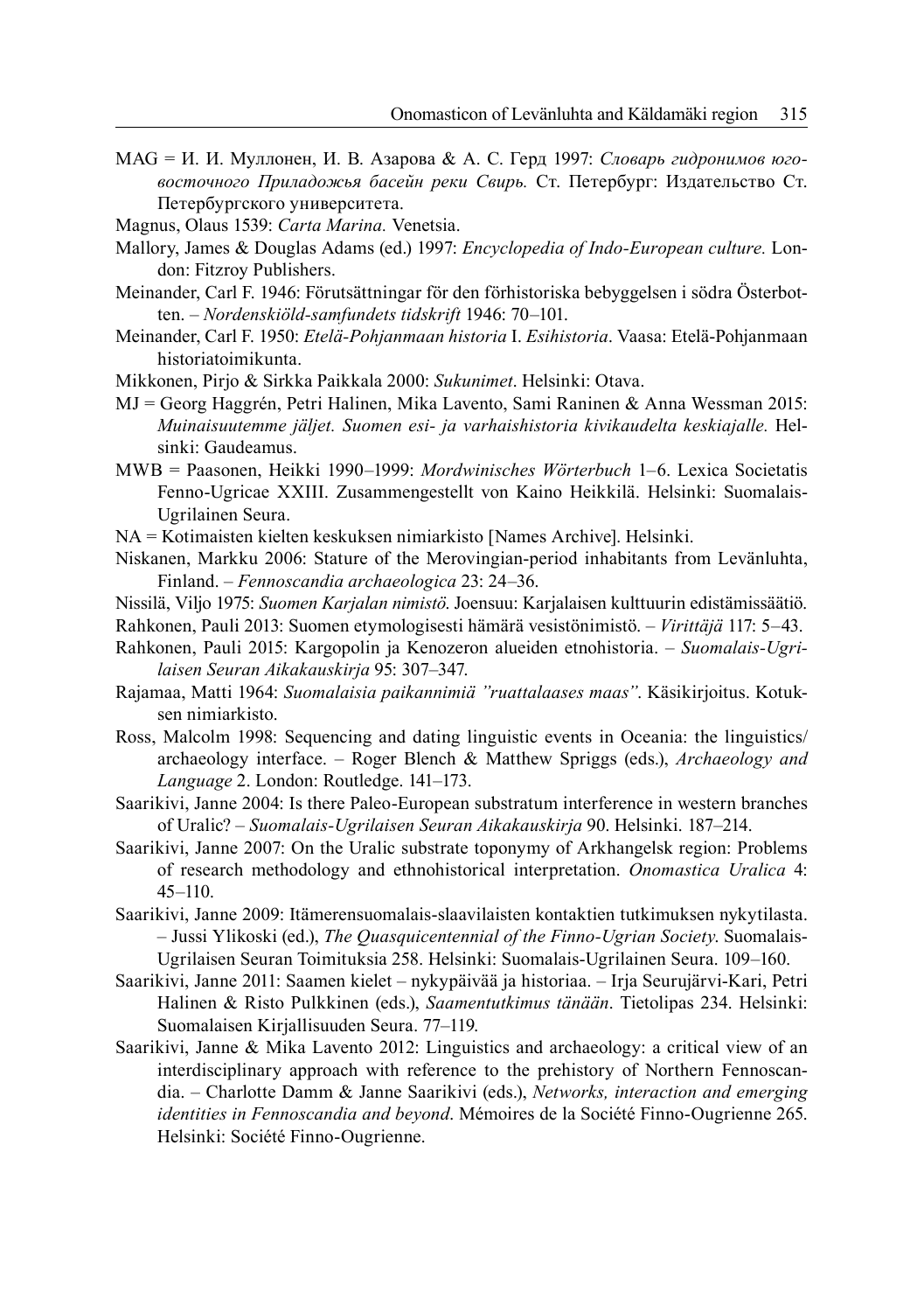MAG = И. И. Муллонен, И. В. Азарова & А. С. Герд 1997: *Словарь гидронимов юго-восточного Приладожья басейн реки Свирь.* Ст. Петербург: Издательство Ст. Петербургского университета.

Magnus, Olaus 1539: *Carta Marina.* Venetsia.

Mallory, James & Douglas Adams (ed.) 1997: *Encyclopedia of Indo-European culture.* London: Fitzroy Publishers.

Meinander, Carl F. 1946: Förutsättningar för den förhistoriska bebyggelsen i södra Österbotten. – *Nordenskiöld-samfundets tidskrift* 1946: 70–101.

Meinander, Carl F. 1950: *Etelä-Pohjanmaan historia* I. *Esihistoria*. Vaasa: Etelä-Pohjanmaan historiatoimikunta.

Mikkonen, Pirjo & Sirkka Paikkala 2000: *Sukunimet*. Helsinki: Otava.

MJ = Georg Haggrén, Petri Halinen, Mika Lavento, Sami Raninen & Anna Wessman 2015: *Muinaisuutemme jäljet. Suomen esi- ja varhaishistoria kivikaudelta keskiajalle.* Helsinki: Gaudeamus.

MWB = Paasonen, Heikki 1990–1999: *Mordwinisches Wörterbuch* 1–6. Lexica Societatis Fenno-Ugricae XXIII. Zusammengestellt von Kaino Heikkilä. Helsinki: Suomalais-Ugrilainen Seura.

NA = Kotimaisten kielten keskuksen nimiarkisto [Names Archive]. Helsinki.

Niskanen, Markku 2006: Stature of the Merovingian-period inhabitants from Levänluhta, Finland. – *Fennoscandia archaeologica* 23: 24–36.

Nissilä, Viljo 1975: *Suomen Karjalan nimistö.* Joensuu: Karjalaisen kulttuurin edistämissäätiö.

Rahkonen, Pauli 2013: Suomen etymologisesti hämärä vesistönimistö. – *Virittäjä* 117: 5–43.

Rahkonen, Pauli 2015: Kargopolin ja Kenozeron alueiden etnohistoria. – *Suomalais-Ugrilaisen Seuran Aikakauskirja* 95: 307–347.

Rajamaa, Matti 1964: *Suomalaisia paikannimiä "ruattalaases maas"*. Käsikirjoitus. Kotuksen nimiarkisto.

Ross, Malcolm 1998: Sequencing and dating linguistic events in Oceania: the linguistics/archaeology interface. – Roger Blench & Matthew Spriggs (eds.), *Archaeology and Language* 2. London: Routledge. 141–173.

Saarikivi, Janne 2004: Is there Paleo-European substratum interference in western branches of Uralic? – *Suomalais-Ugrilaisen Seuran Aikakauskirja* 90. Helsinki. 187–214.

Saarikivi, Janne 2007: On the Uralic substrate toponymy of Arkhangelsk region: Problems of research methodology and ethnohistorical interpretation. *Onomastica Uralica* 4: 45–110.

Saarikivi, Janne 2009: Itämerensuomalais-slaavilaisten kontaktien tutkimuksen nykytilasta. – Jussi Ylikoski (ed.), *The Quasquicentennial of the Finno-Ugrian Society*. Suomalais-Ugrilaisen Seuran Toimituksia 258. Helsinki: Suomalais-Ugrilainen Seura. 109–160.

Saarikivi, Janne 2011: Saamen kielet – nykypäivää ja historiaa. – Irja Seurujärvi-Kari, Petri Halinen & Risto Pulkkinen (eds.), *Saamentutkimus tänään*. Tietolipas 234. Helsinki: Suomalaisen Kirjallisuuden Seura. 77–119.

Saarikivi, Janne & Mika Lavento 2012: Linguistics and archaeology: a critical view of an interdisciplinary approach with reference to the prehistory of Northern Fennoscandia. – Charlotte Damm & Janne Saarikivi (eds.), *Networks, interaction and emerging identities in Fennoscandia and beyond*. Mémoires de la Société Finno-Ougrienne 265. Helsinki: Société Finno-Ougrienne.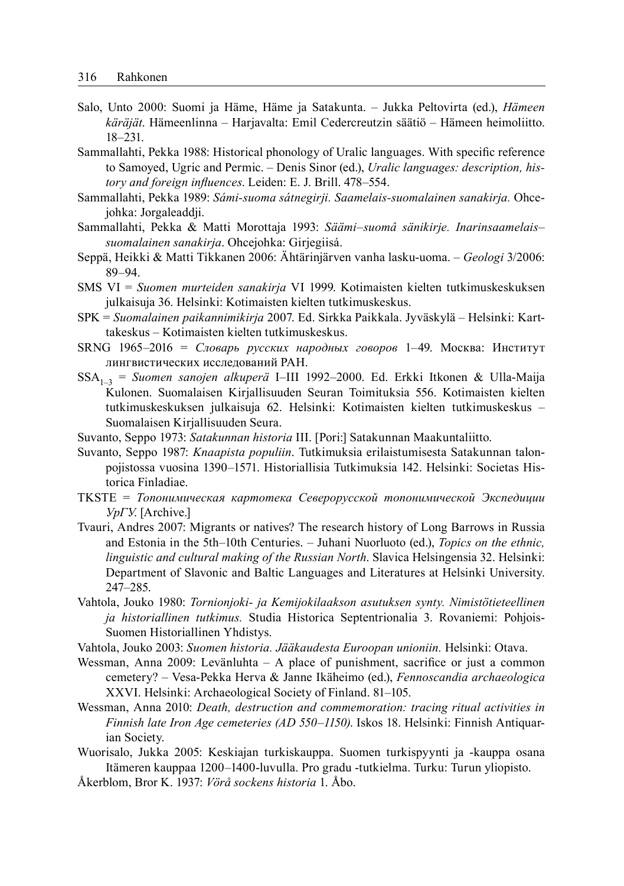Salo, Unto 2000: Suomi ja Häme, Häme ja Satakunta. – Jukka Peltovirta (ed.), *Hämeen käräjät*. Hämeenlinna – Harjavalta: Emil Cedercreutzin säätiö – Hämeen heimoliitto. 18–231.

Sammallahti, Pekka 1988: Historical phonology of Uralic languages. With specific reference to Samoyed, Ugric and Permic. – Denis Sinor (ed.), *Uralic languages: description, history and foreign influences*. Leiden: E. J. Brill. 478–554.

Sammallahti, Pekka 1989: *Sámi-suoma sátnegirji. Saamelais-suomalainen sanakirja.* Ohcejohka: Jorgaleaddji.

Sammallahti, Pekka & Matti Morottaja 1993: *Säämi–suomâ sänikirje. Inarinsaamelais–suomalainen sanakirja*. Ohcejohka: Girjegiisá.

Seppä, Heikki & Matti Tikkanen 2006: Ähtärinjärven vanha lasku-uoma. – *Geologi* 3/2006: 89–94.

SMS VI = *Suomen murteiden sanakirja* VI 1999. Kotimaisten kielten tutkimuskeskuksen julkaisuja 36. Helsinki: Kotimaisten kielten tutkimuskeskus.

SPK = *Suomalainen paikannimikirja* 2007. Ed. Sirkka Paikkala. Jyväskylä – Helsinki: Karttakeskus – Kotimaisten kielten tutkimuskeskus.

SRNG 1965–2016 = *Словарь русских народных говоров* 1–49. Москва: Институт лингвистических исследований РАН.

$SSA_{1-3}$ = *Suomen sanojen alkuperä* I–III 1992–2000. Ed. Erkki Itkonen & Ulla-Maija Kulonen. Suomalaisen Kirjallisuuden Seuran Toimituksia 556. Kotimaisten kielten tutkimuskeskuksen julkaisuja 62. Helsinki: Kotimaisten kielten tutkimuskeskus – Suomalaisen Kirjallisuuden Seura.

Suvanto, Seppo 1973: *Satakunnan historia* III. [Pori:] Satakunnan Maakuntaliitto.

Suvanto, Seppo 1987: *Knaapista populiin*. Tutkimuksia erilaistumisesta Satakunnan talonpojistossa vuosina 1390–1571. Historiallisia Tutkimuksia 142. Helsinki: Societas Historica Finladiae.

TKSTE = *Топонимическая картотека Северорусской топонимической Экспедиции УрГУ*. [Archive.]

Tvauri, Andres 2007: Migrants or natives? The research history of Long Barrows in Russia and Estonia in the 5th–10th Centuries. – Juhani Nuorluoto (ed.), *Topics on the ethnic, linguistic and cultural making of the Russian North*. Slavica Helsingensia 32. Helsinki: Department of Slavonic and Baltic Languages and Literatures at Helsinki University. 247–285.

Vahtola, Jouko 1980: *Tornionjoki- ja Kemijokilaakson asutuksen synty. Nimistötieteellinen ja historiallinen tutkimus.* Studia Historica Septentrionalia 3. Rovaniemi: Pohjois-Suomen Historiallinen Yhdistys.

Vahtola, Jouko 2003: *Suomen historia. Jääkaudesta Euroopan unioniin.* Helsinki: Otava.

Wessman, Anna 2009: Levänluhta – A place of punishment, sacrifice or just a common cemetery? – Vesa-Pekka Herva & Janne Ikäheimo (ed.), *Fennoscandia archaeologica* XXVI. Helsinki: Archaeological Society of Finland. 81–105.

Wessman, Anna 2010: *Death, destruction and commemoration: tracing ritual activities in Finnish late Iron Age cemeteries (AD 550–1150).* Iskos 18. Helsinki: Finnish Antiquarian Society.

Wuorisalo, Jukka 2005: Keskiajan turkiskauppa. Suomen turkispyynti ja -kauppa osana Itämeren kauppaa 1200–1400-luvulla. Pro gradu -tutkielma. Turku: Turun yliopisto.

Åkerblom, Bror K. 1937: *Vörå sockens historia* 1. Åbo.